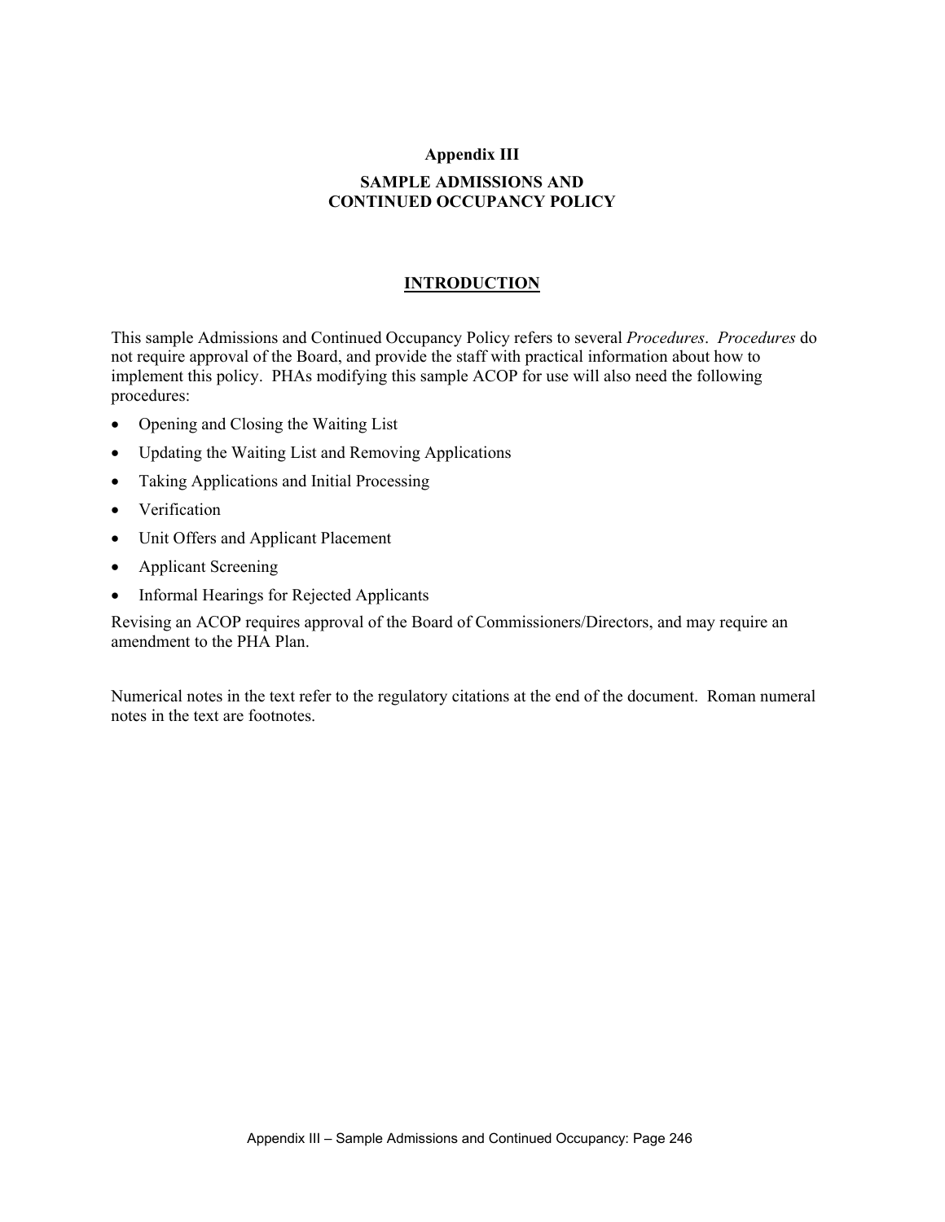# Appendix III

## SAMPLE ADMISSIONS AND CONTINUED OCCUPANCY POLICY

### INTRODUCTION

This sample Admissions and Continued Occupancy Policy refers to several *Procedures*. *Procedures* do not require approval of the Board, and provide the staff with practical information about how to implement this policy. PHAs modifying this sample ACOP for use will also need the following procedures:

- Opening and Closing the Waiting List
- Updating the Waiting List and Removing Applications
- Taking Applications and Initial Processing
- Verification
- Unit Offers and Applicant Placement
- Applicant Screening
- Informal Hearings for Rejected Applicants

Revising an ACOP requires approval of the Board of Commissioners/Directors, and may require an amendment to the PHA Plan.

Numerical notes in the text refer to the regulatory citations at the end of the document. Roman numeral notes in the text are footnotes.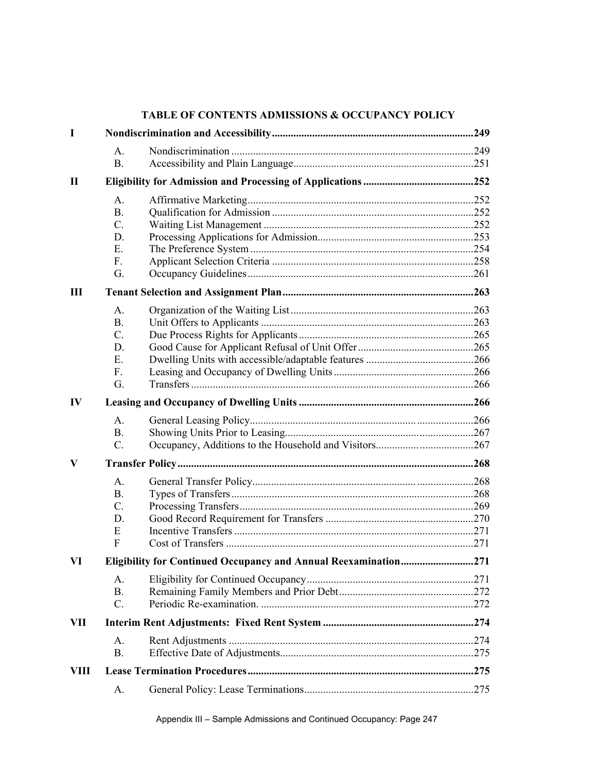# TABLE OF CONTENTS ADMISSIONS & OCCUPANCY POLICY

| | | | |
|---|---|---|---|
| **I** | **Nondiscrimination and Accessibility** | | **249** |
| | A. | Nondiscrimination | 249 |
| | B. | Accessibility and Plain Language | 251 |
| **II** | **Eligibility for Admission and Processing of Applications** | | **252** |
| | A. | Affirmative Marketing | 252 |
| | B. | Qualification for Admission | 252 |
| | C. | Waiting List Management | 252 |
| | D. | Processing Applications for Admission | 253 |
| | E. | The Preference System | 254 |
| | F. | Applicant Selection Criteria | 258 |
| | G. | Occupancy Guidelines | 261 |
| **III** | **Tenant Selection and Assignment Plan** | | **263** |
| | A. | Organization of the Waiting List | 263 |
| | B. | Unit Offers to Applicants | 263 |
| | C. | Due Process Rights for Applicants | 265 |
| | D. | Good Cause for Applicant Refusal of Unit Offer | 265 |
| | E. | Dwelling Units with accessible/adaptable features | 266 |
| | F. | Leasing and Occupancy of Dwelling Units | 266 |
| | G. | Transfers | 266 |
| **IV** | **Leasing and Occupancy of Dwelling Units** | | **266** |
| | A. | General Leasing Policy | 266 |
| | B. | Showing Units Prior to Leasing | 267 |
| | C. | Occupancy, Additions to the Household and Visitors | 267 |
| **V** | **Transfer Policy** | | **268** |
| | A. | General Transfer Policy | 268 |
| | B. | Types of Transfers | 268 |
| | C. | Processing Transfers | 269 |
| | D. | Good Record Requirement for Transfers | 270 |
| | E | Incentive Transfers | 271 |
| | F | Cost of Transfers | 271 |
| **VI** | **Eligibility for Continued Occupancy and Annual Reexamination** | | **271** |
| | A. | Eligibility for Continued Occupancy | 271 |
| | B. | Remaining Family Members and Prior Debt | 272 |
| | C. | Periodic Re-examination. | 272 |
| **VII** | **Interim Rent Adjustments: Fixed Rent System** | | **274** |
| | A. | Rent Adjustments | 274 |
| | B. | Effective Date of Adjustments | 275 |
| **VIII** | **Lease Termination Procedures** | | **275** |
| | A. | General Policy: Lease Terminations | 275 |

Appendix III – Sample Admissions and Continued Occupancy: Page 247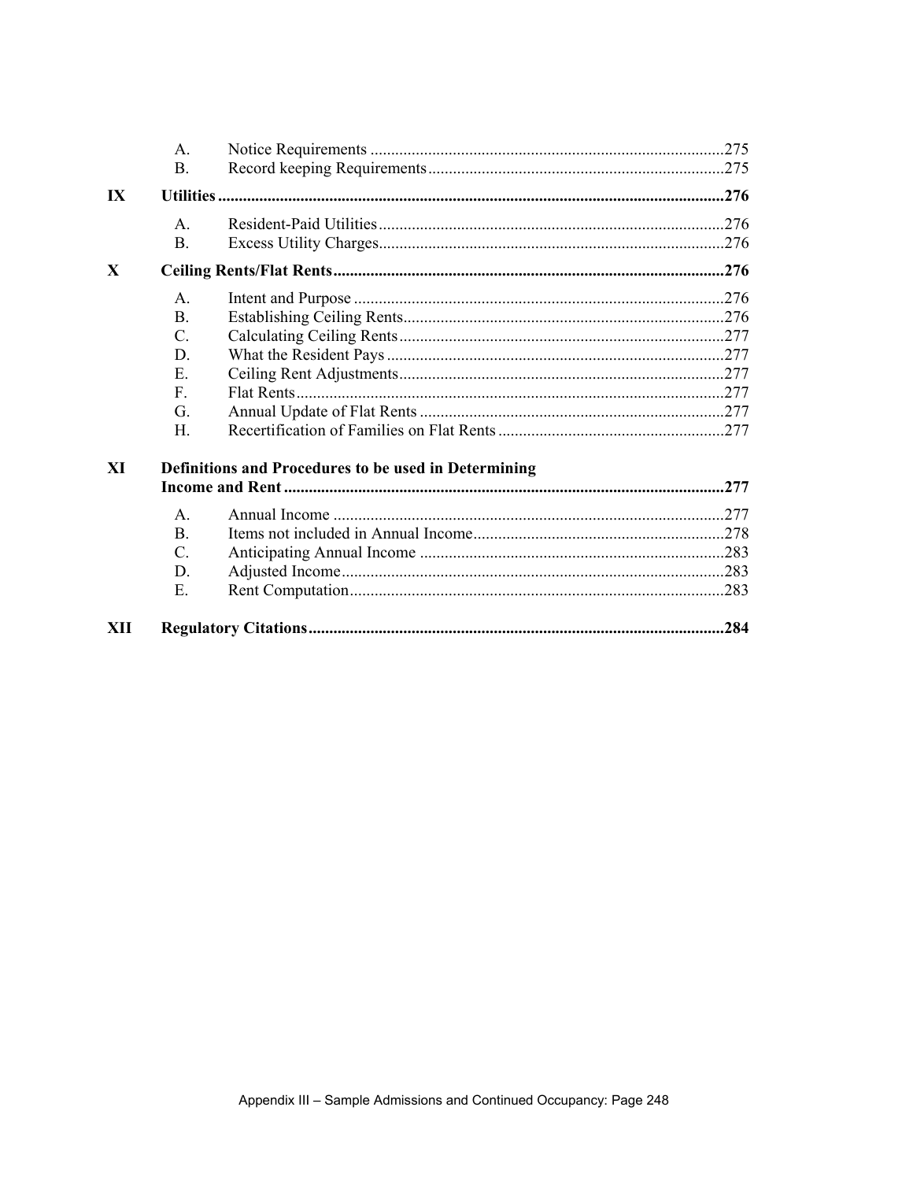| | | | |
|---|---|---|---|
| | A. | Notice Requirements | 275 |
| | B. | Record keeping Requirements | 275 |
| **IX** | **Utilities** | | **276** |
| | A. | Resident-Paid Utilities | 276 |
| | B. | Excess Utility Charges | 276 |
| **X** | **Ceiling Rents/Flat Rents** | | **276** |
| | A. | Intent and Purpose | 276 |
| | B. | Establishing Ceiling Rents | 276 |
| | C. | Calculating Ceiling Rents | 277 |
| | D. | What the Resident Pays | 277 |
| | E. | Ceiling Rent Adjustments | 277 |
| | F. | Flat Rents | 277 |
| | G. | Annual Update of Flat Rents | 277 |
| | H. | Recertification of Families on Flat Rents | 277 |
| **XI** | **Definitions and Procedures to be used in Determining Income and Rent** | | **277** |
| | A. | Annual Income | 277 |
| | B. | Items not included in Annual Income | 278 |
| | C. | Anticipating Annual Income | 283 |
| | D. | Adjusted Income | 283 |
| | E. | Rent Computation | 283 |
| **XII** | **Regulatory Citations** | | **284** |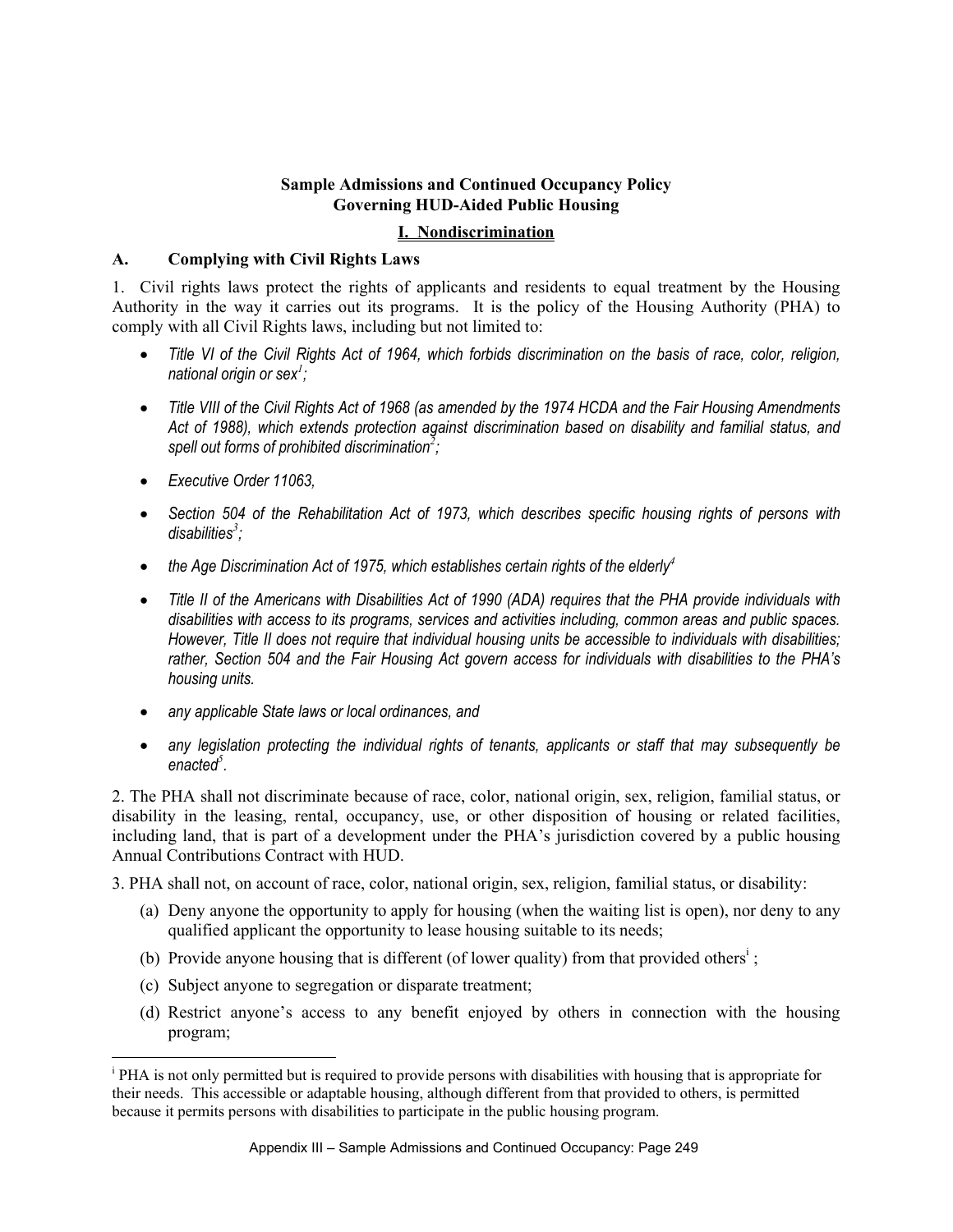**Sample Admissions and Continued Occupancy Policy**
**Governing HUD-Aided Public Housing**

## I. Nondiscrimination

### A. Complying with Civil Rights Laws

1. Civil rights laws protect the rights of applicants and residents to equal treatment by the Housing Authority in the way it carries out its programs. It is the policy of the Housing Authority (PHA) to comply with all Civil Rights laws, including but not limited to:

- *Title VI of the Civil Rights Act of 1964, which forbids discrimination on the basis of race, color, religion, national origin or sex[1];*
- *Title VIII of the Civil Rights Act of 1968 (as amended by the 1974 HCDA and the Fair Housing Amendments Act of 1988), which extends protection against discrimination based on disability and familial status, and spell out forms of prohibited discrimination[2];*
- *Executive Order 11063,*
- *Section 504 of the Rehabilitation Act of 1973, which describes specific housing rights of persons with disabilities[3];*
- *the Age Discrimination Act of 1975, which establishes certain rights of the elderly[4]*
- *Title II of the Americans with Disabilities Act of 1990 (ADA) requires that the PHA provide individuals with disabilities with access to its programs, services and activities including, common areas and public spaces. However, Title II does not require that individual housing units be accessible to individuals with disabilities; rather, Section 504 and the Fair Housing Act govern access for individuals with disabilities to the PHA's housing units.*
- *any applicable State laws or local ordinances, and*
- *any legislation protecting the individual rights of tenants, applicants or staff that may subsequently be enacted[5].*

2. The PHA shall not discriminate because of race, color, national origin, sex, religion, familial status, or disability in the leasing, rental, occupancy, use, or other disposition of housing or related facilities, including land, that is part of a development under the PHA's jurisdiction covered by a public housing Annual Contributions Contract with HUD.

3. PHA shall not, on account of race, color, national origin, sex, religion, familial status, or disability:

(a) Deny anyone the opportunity to apply for housing (when the waiting list is open), nor deny to any qualified applicant the opportunity to lease housing suitable to its needs;

(b) Provide anyone housing that is different (of lower quality) from that provided others[i];

(c) Subject anyone to segregation or disparate treatment;

(d) Restrict anyone's access to any benefit enjoyed by others in connection with the housing program;

---

[i] PHA is not only permitted but is required to provide persons with disabilities with housing that is appropriate for their needs. This accessible or adaptable housing, although different from that provided to others, is permitted because it permits persons with disabilities to participate in the public housing program.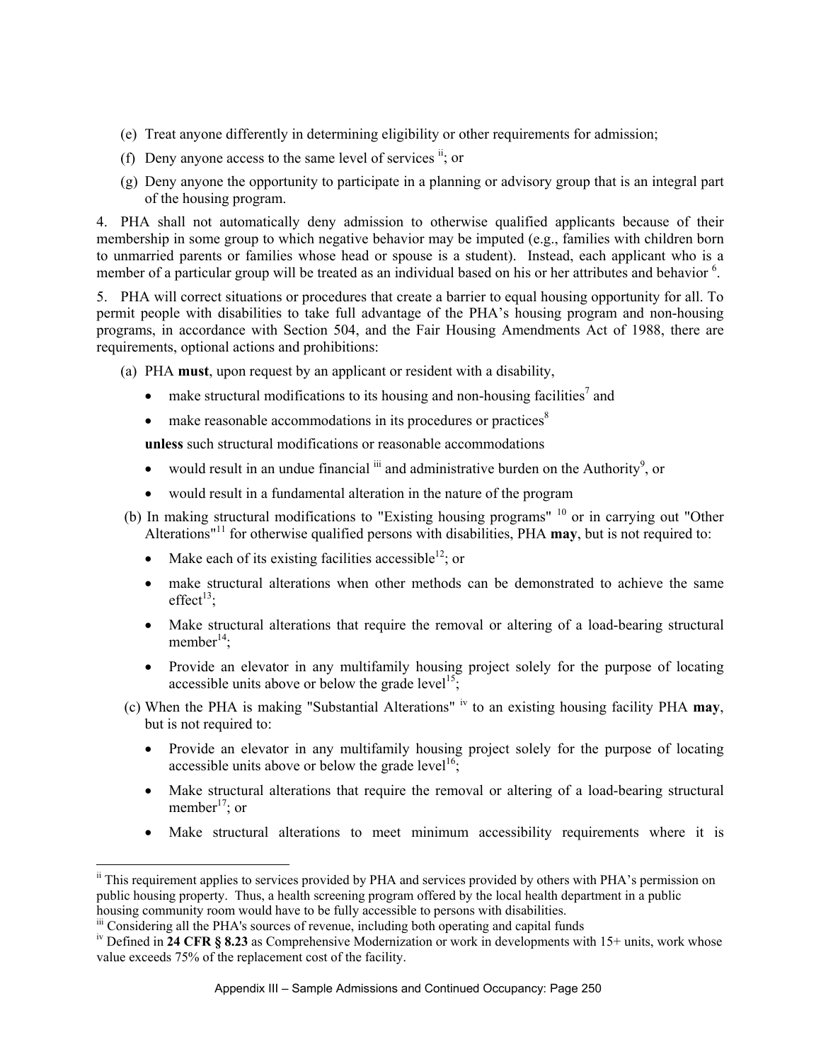(e) Treat anyone differently in determining eligibility or other requirements for admission;

(f) Deny anyone access to the same level of services [ii]; or

(g) Deny anyone the opportunity to participate in a planning or advisory group that is an integral part of the housing program.

4. PHA shall not automatically deny admission to otherwise qualified applicants because of their membership in some group to which negative behavior may be imputed (e.g., families with children born to unmarried parents or families whose head or spouse is a student). Instead, each applicant who is a member of a particular group will be treated as an individual based on his or her attributes and behavior [6].

5. PHA will correct situations or procedures that create a barrier to equal housing opportunity for all. To permit people with disabilities to take full advantage of the PHA's housing program and non-housing programs, in accordance with Section 504, and the Fair Housing Amendments Act of 1988, there are requirements, optional actions and prohibitions:

(a) PHA **must**, upon request by an applicant or resident with a disability,

- make structural modifications to its housing and non-housing facilities[7] and
- make reasonable accommodations in its procedures or practices[8]

**unless** such structural modifications or reasonable accommodations

- would result in an undue financial [iii] and administrative burden on the Authority[9], or
- would result in a fundamental alteration in the nature of the program

(b) In making structural modifications to "Existing housing programs" [10] or in carrying out "Other Alterations"[11] for otherwise qualified persons with disabilities, PHA **may**, but is not required to:

- Make each of its existing facilities accessible[12]; or
- make structural alterations when other methods can be demonstrated to achieve the same effect[13];
- Make structural alterations that require the removal or altering of a load-bearing structural member[14];
- Provide an elevator in any multifamily housing project solely for the purpose of locating accessible units above or below the grade level[15];

(c) When the PHA is making "Substantial Alterations" [iv] to an existing housing facility PHA **may**, but is not required to:

- Provide an elevator in any multifamily housing project solely for the purpose of locating accessible units above or below the grade level[16];
- Make structural alterations that require the removal or altering of a load-bearing structural member[17]; or
- Make structural alterations to meet minimum accessibility requirements where it is

---

[ii] This requirement applies to services provided by PHA and services provided by others with PHA's permission on public housing property. Thus, a health screening program offered by the local health department in a public housing community room would have to be fully accessible to persons with disabilities.

[iii] Considering all the PHA's sources of revenue, including both operating and capital funds

[iv] Defined in **24 CFR § 8.23** as Comprehensive Modernization or work in developments with 15+ units, work whose value exceeds 75% of the replacement cost of the facility.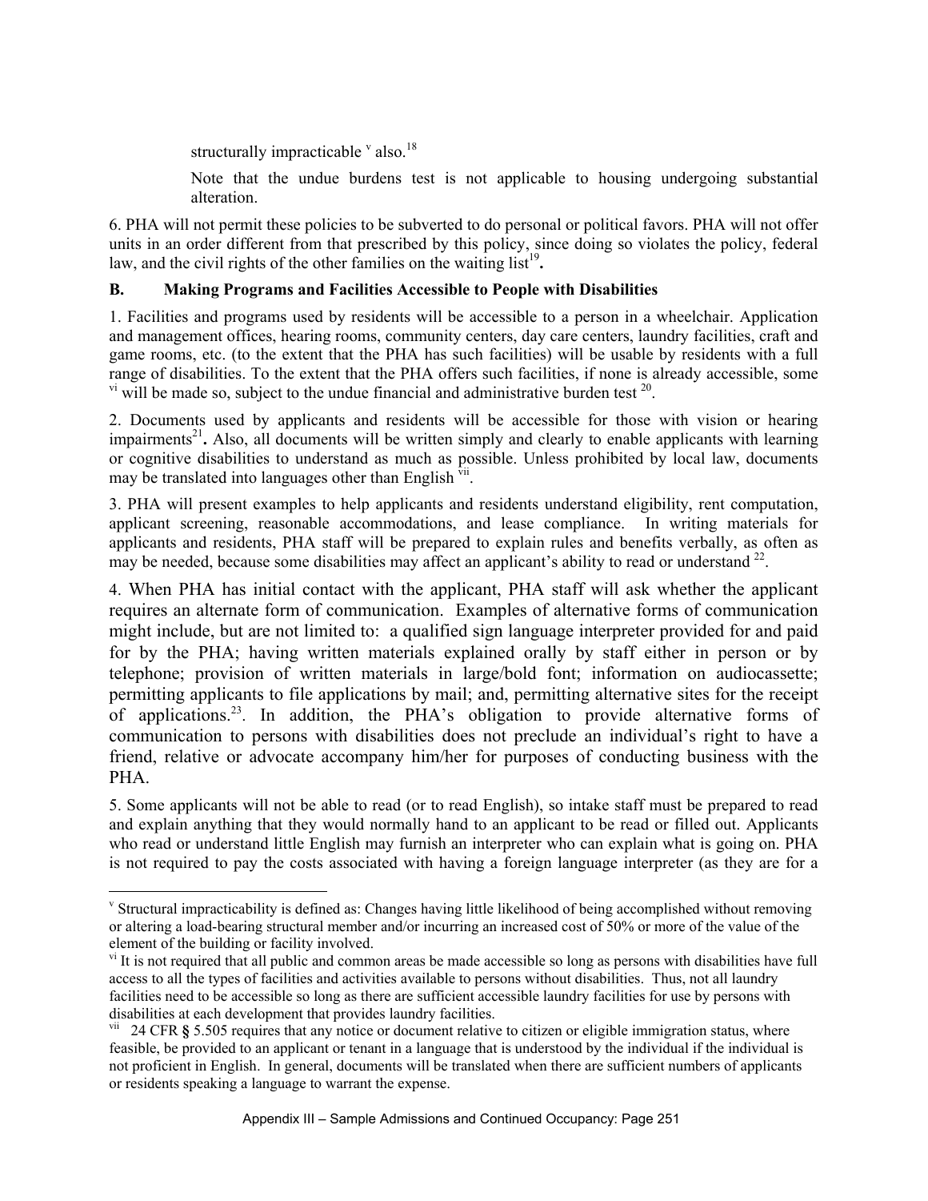structurally impracticable [v] also.[18]

Note that the undue burdens test is not applicable to housing undergoing substantial alteration.

6. PHA will not permit these policies to be subverted to do personal or political favors. PHA will not offer units in an order different from that prescribed by this policy, since doing so violates the policy, federal law, and the civil rights of the other families on the waiting list[19]**.**

**B. Making Programs and Facilities Accessible to People with Disabilities**

1. Facilities and programs used by residents will be accessible to a person in a wheelchair. Application and management offices, hearing rooms, community centers, day care centers, laundry facilities, craft and game rooms, etc. (to the extent that the PHA has such facilities) will be usable by residents with a full range of disabilities. To the extent that the PHA offers such facilities, if none is already accessible, some [vi] will be made so, subject to the undue financial and administrative burden test [20].

2. Documents used by applicants and residents will be accessible for those with vision or hearing impairments[21]**.** Also, all documents will be written simply and clearly to enable applicants with learning or cognitive disabilities to understand as much as possible. Unless prohibited by local law, documents may be translated into languages other than English [vii].

3. PHA will present examples to help applicants and residents understand eligibility, rent computation, applicant screening, reasonable accommodations, and lease compliance. In writing materials for applicants and residents, PHA staff will be prepared to explain rules and benefits verbally, as often as may be needed, because some disabilities may affect an applicant's ability to read or understand [22].

4. When PHA has initial contact with the applicant, PHA staff will ask whether the applicant requires an alternate form of communication. Examples of alternative forms of communication might include, but are not limited to: a qualified sign language interpreter provided for and paid for by the PHA; having written materials explained orally by staff either in person or by telephone; provision of written materials in large/bold font; information on audiocassette; permitting applicants to file applications by mail; and, permitting alternative sites for the receipt of applications.[23]. In addition, the PHA's obligation to provide alternative forms of communication to persons with disabilities does not preclude an individual's right to have a friend, relative or advocate accompany him/her for purposes of conducting business with the PHA.

5. Some applicants will not be able to read (or to read English), so intake staff must be prepared to read and explain anything that they would normally hand to an applicant to be read or filled out. Applicants who read or understand little English may furnish an interpreter who can explain what is going on. PHA is not required to pay the costs associated with having a foreign language interpreter (as they are for a

---

[v] Structural impracticability is defined as: Changes having little likelihood of being accomplished without removing or altering a load-bearing structural member and/or incurring an increased cost of 50% or more of the value of the element of the building or facility involved.

[vi] It is not required that all public and common areas be made accessible so long as persons with disabilities have full access to all the types of facilities and activities available to persons without disabilities. Thus, not all laundry facilities need to be accessible so long as there are sufficient accessible laundry facilities for use by persons with disabilities at each development that provides laundry facilities.

[vii] 24 CFR **§** 5.505 requires that any notice or document relative to citizen or eligible immigration status, where feasible, be provided to an applicant or tenant in a language that is understood by the individual if the individual is not proficient in English. In general, documents will be translated when there are sufficient numbers of applicants or residents speaking a language to warrant the expense.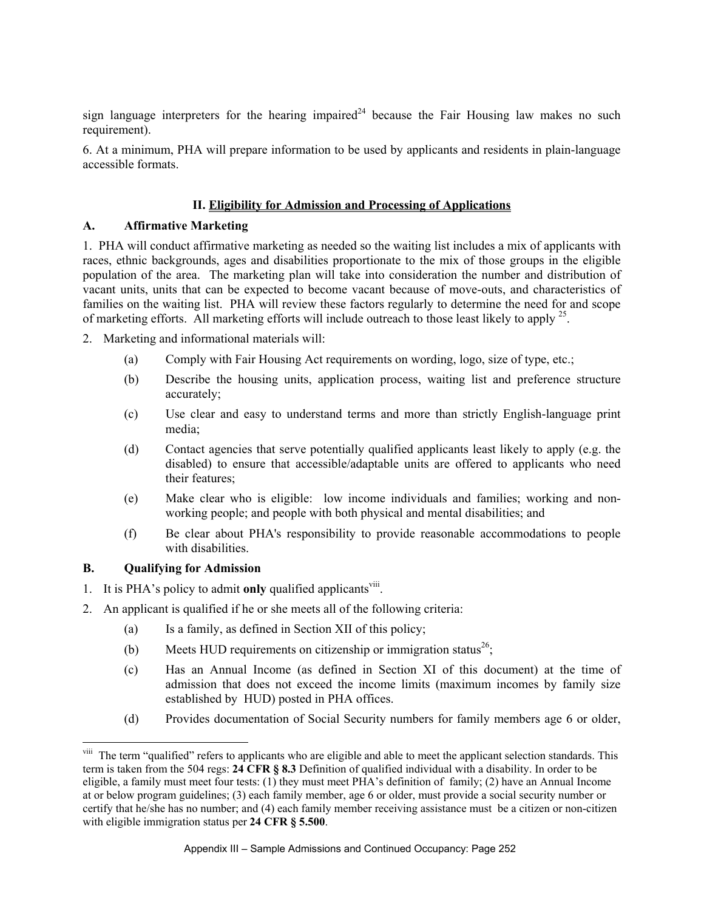sign language interpreters for the hearing impaired[24] because the Fair Housing law makes no such requirement).

6. At a minimum, PHA will prepare information to be used by applicants and residents in plain-language accessible formats.

## II. Eligibility for Admission and Processing of Applications

### A. Affirmative Marketing

1. PHA will conduct affirmative marketing as needed so the waiting list includes a mix of applicants with races, ethnic backgrounds, ages and disabilities proportionate to the mix of those groups in the eligible population of the area. The marketing plan will take into consideration the number and distribution of vacant units, units that can be expected to become vacant because of move-outs, and characteristics of families on the waiting list. PHA will review these factors regularly to determine the need for and scope of marketing efforts. All marketing efforts will include outreach to those least likely to apply [25].

2. Marketing and informational materials will:
   - (a) Comply with Fair Housing Act requirements on wording, logo, size of type, etc.;
   - (b) Describe the housing units, application process, waiting list and preference structure accurately;
   - (c) Use clear and easy to understand terms and more than strictly English-language print media;
   - (d) Contact agencies that serve potentially qualified applicants least likely to apply (e.g. the disabled) to ensure that accessible/adaptable units are offered to applicants who need their features;
   - (e) Make clear who is eligible: low income individuals and families; working and non-working people; and people with both physical and mental disabilities; and
   - (f) Be clear about PHA's responsibility to provide reasonable accommodations to people with disabilities.

### B. Qualifying for Admission

1. It is PHA's policy to admit **only** qualified applicants[viii].
2. An applicant is qualified if he or she meets all of the following criteria:
   - (a) Is a family, as defined in Section XII of this policy;
   - (b) Meets HUD requirements on citizenship or immigration status[26];
   - (c) Has an Annual Income (as defined in Section XI of this document) at the time of admission that does not exceed the income limits (maximum incomes by family size established by HUD) posted in PHA offices.
   - (d) Provides documentation of Social Security numbers for family members age 6 or older,

---

[viii] The term "qualified" refers to applicants who are eligible and able to meet the applicant selection standards. This term is taken from the 504 regs: **24 CFR § 8.3** Definition of qualified individual with a disability. In order to be eligible, a family must meet four tests: (1) they must meet PHA's definition of family; (2) have an Annual Income at or below program guidelines; (3) each family member, age 6 or older, must provide a social security number or certify that he/she has no number; and (4) each family member receiving assistance must be a citizen or non-citizen with eligible immigration status per **24 CFR § 5.500**.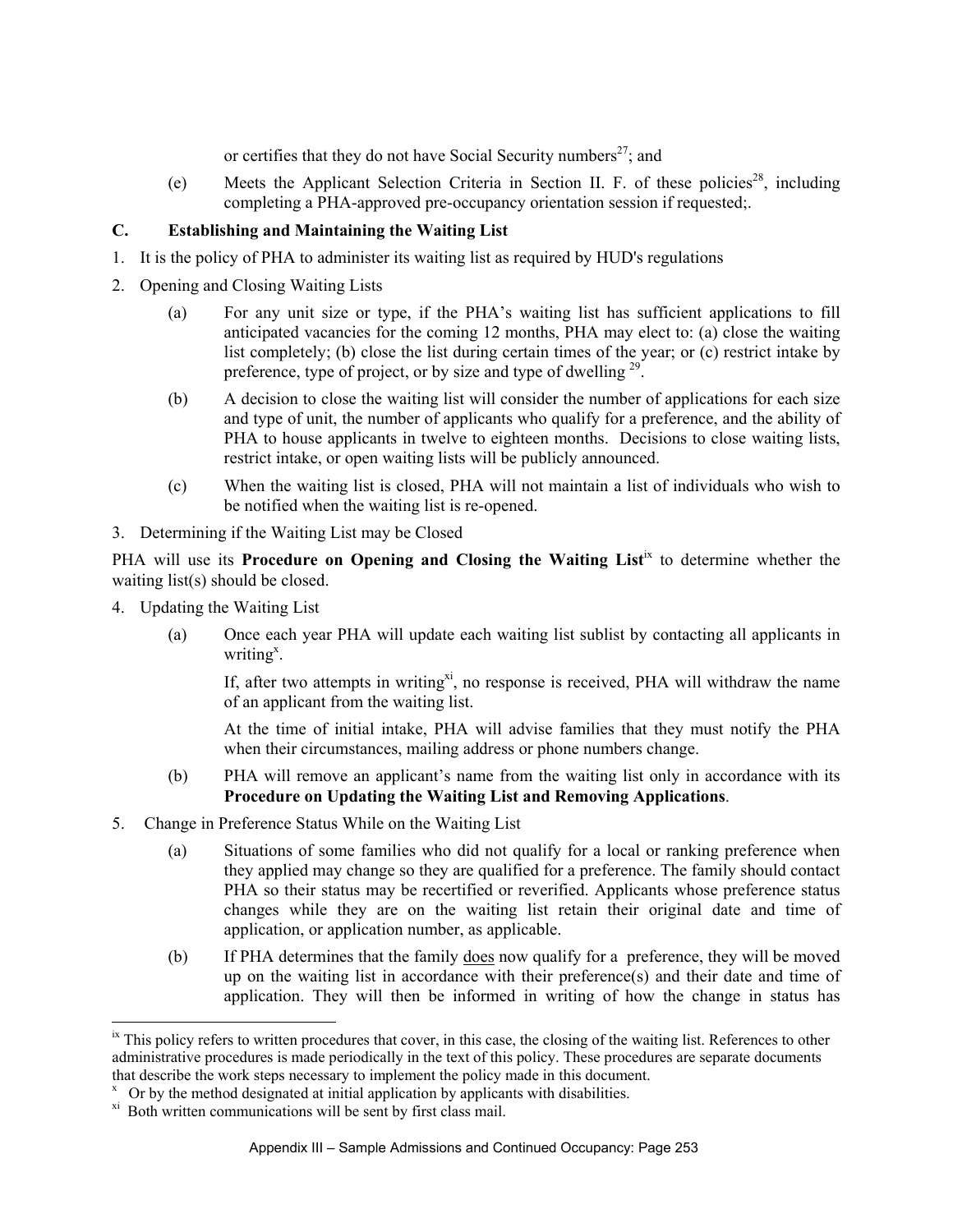or certifies that they do not have Social Security numbers[27]; and

(e) Meets the Applicant Selection Criteria in Section II. F. of these policies[28], including completing a PHA-approved pre-occupancy orientation session if requested;.

### C. Establishing and Maintaining the Waiting List

1. It is the policy of PHA to administer its waiting list as required by HUD's regulations
2. Opening and Closing Waiting Lists

   (a) For any unit size or type, if the PHA's waiting list has sufficient applications to fill anticipated vacancies for the coming 12 months, PHA may elect to: (a) close the waiting list completely; (b) close the list during certain times of the year; or (c) restrict intake by preference, type of project, or by size and type of dwelling [29].

   (b) A decision to close the waiting list will consider the number of applications for each size and type of unit, the number of applicants who qualify for a preference, and the ability of PHA to house applicants in twelve to eighteen months. Decisions to close waiting lists, restrict intake, or open waiting lists will be publicly announced.

   (c) When the waiting list is closed, PHA will not maintain a list of individuals who wish to be notified when the waiting list is re-opened.

3. Determining if the Waiting List may be Closed

PHA will use its **Procedure on Opening and Closing the Waiting List**[ix] to determine whether the waiting list(s) should be closed.

4. Updating the Waiting List

   (a) Once each year PHA will update each waiting list sublist by contacting all applicants in writing[x].

   If, after two attempts in writing[xi], no response is received, PHA will withdraw the name of an applicant from the waiting list.

   At the time of initial intake, PHA will advise families that they must notify the PHA when their circumstances, mailing address or phone numbers change.

   (b) PHA will remove an applicant's name from the waiting list only in accordance with its **Procedure on Updating the Waiting List and Removing Applications**.

5. Change in Preference Status While on the Waiting List

   (a) Situations of some families who did not qualify for a local or ranking preference when they applied may change so they are qualified for a preference. The family should contact PHA so their status may be recertified or reverified. Applicants whose preference status changes while they are on the waiting list retain their original date and time of application, or application number, as applicable.

   (b) If PHA determines that the family <u>does</u> now qualify for a preference, they will be moved up on the waiting list in accordance with their preference(s) and their date and time of application. They will then be informed in writing of how the change in status has

---

[ix] This policy refers to written procedures that cover, in this case, the closing of the waiting list. References to other administrative procedures is made periodically in the text of this policy. These procedures are separate documents that describe the work steps necessary to implement the policy made in this document.

[x] Or by the method designated at initial application by applicants with disabilities.

[xi] Both written communications will be sent by first class mail.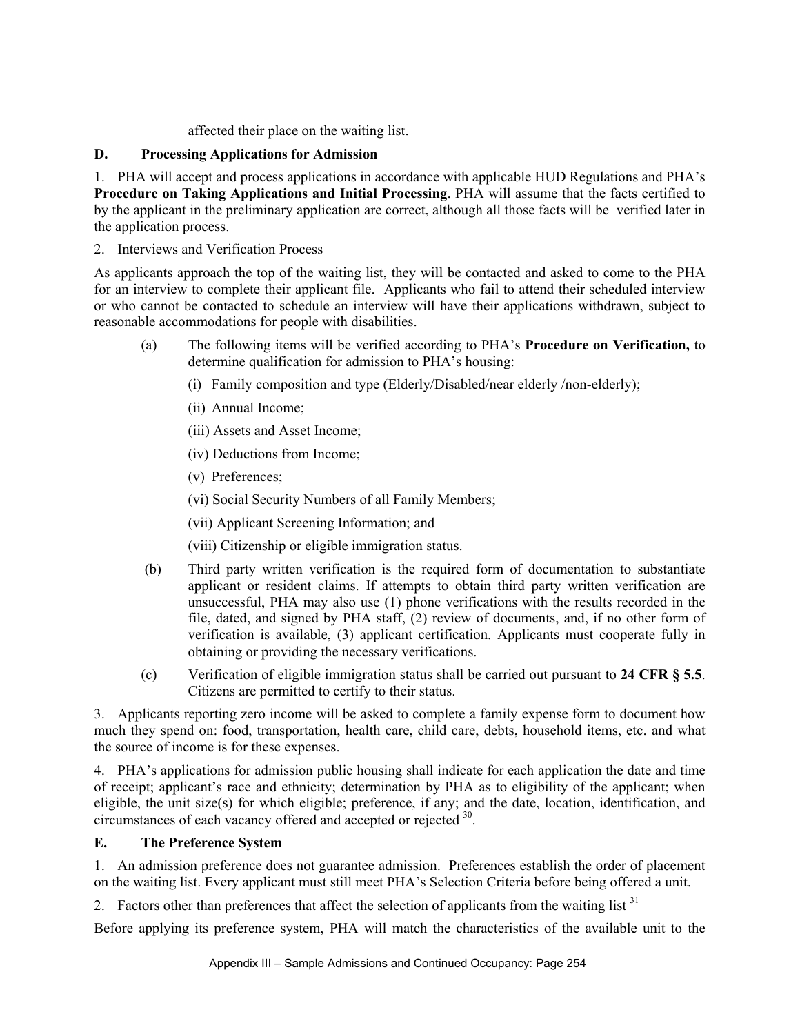affected their place on the waiting list.

## D. Processing Applications for Admission

1. PHA will accept and process applications in accordance with applicable HUD Regulations and PHA's **Procedure on Taking Applications and Initial Processing**. PHA will assume that the facts certified to by the applicant in the preliminary application are correct, although all those facts will be verified later in the application process.

2. Interviews and Verification Process

As applicants approach the top of the waiting list, they will be contacted and asked to come to the PHA for an interview to complete their applicant file. Applicants who fail to attend their scheduled interview or who cannot be contacted to schedule an interview will have their applications withdrawn, subject to reasonable accommodations for people with disabilities.

(a) The following items will be verified according to PHA's **Procedure on Verification,** to determine qualification for admission to PHA's housing:

(i) Family composition and type (Elderly/Disabled/near elderly /non-elderly);

(ii) Annual Income;

(iii) Assets and Asset Income;

(iv) Deductions from Income;

(v) Preferences;

(vi) Social Security Numbers of all Family Members;

(vii) Applicant Screening Information; and

(viii) Citizenship or eligible immigration status.

(b) Third party written verification is the required form of documentation to substantiate applicant or resident claims. If attempts to obtain third party written verification are unsuccessful, PHA may also use (1) phone verifications with the results recorded in the file, dated, and signed by PHA staff, (2) review of documents, and, if no other form of verification is available, (3) applicant certification. Applicants must cooperate fully in obtaining or providing the necessary verifications.

(c) Verification of eligible immigration status shall be carried out pursuant to **24 CFR § 5.5**. Citizens are permitted to certify to their status.

3. Applicants reporting zero income will be asked to complete a family expense form to document how much they spend on: food, transportation, health care, child care, debts, household items, etc. and what the source of income is for these expenses.

4. PHA's applications for admission public housing shall indicate for each application the date and time of receipt; applicant's race and ethnicity; determination by PHA as to eligibility of the applicant; when eligible, the unit size(s) for which eligible; preference, if any; and the date, location, identification, and circumstances of each vacancy offered and accepted or rejected [30].

## E. The Preference System

1. An admission preference does not guarantee admission. Preferences establish the order of placement on the waiting list. Every applicant must still meet PHA's Selection Criteria before being offered a unit.

2. Factors other than preferences that affect the selection of applicants from the waiting list [31]

Before applying its preference system, PHA will match the characteristics of the available unit to the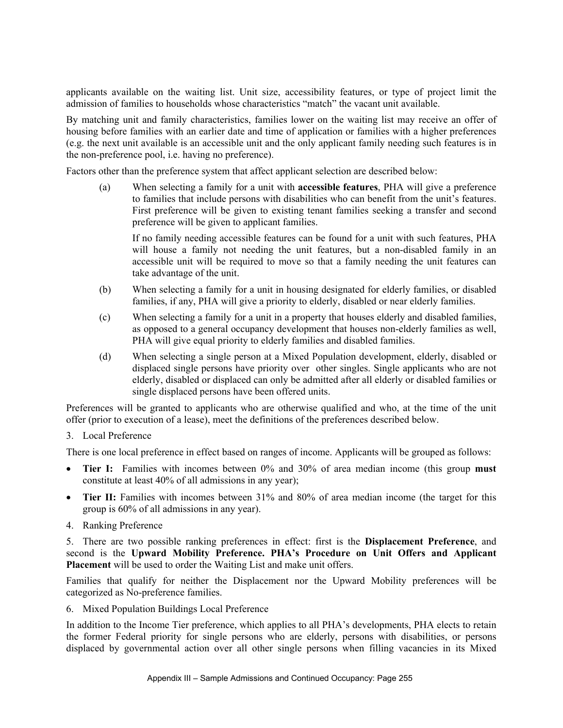applicants available on the waiting list. Unit size, accessibility features, or type of project limit the admission of families to households whose characteristics "match" the vacant unit available.

By matching unit and family characteristics, families lower on the waiting list may receive an offer of housing before families with an earlier date and time of application or families with a higher preferences (e.g. the next unit available is an accessible unit and the only applicant family needing such features is in the non-preference pool, i.e. having no preference).

Factors other than the preference system that affect applicant selection are described below:

(a) When selecting a family for a unit with **accessible features**, PHA will give a preference to families that include persons with disabilities who can benefit from the unit's features. First preference will be given to existing tenant families seeking a transfer and second preference will be given to applicant families.

If no family needing accessible features can be found for a unit with such features, PHA will house a family not needing the unit features, but a non-disabled family in an accessible unit will be required to move so that a family needing the unit features can take advantage of the unit.

(b) When selecting a family for a unit in housing designated for elderly families, or disabled families, if any, PHA will give a priority to elderly, disabled or near elderly families.

(c) When selecting a family for a unit in a property that houses elderly and disabled families, as opposed to a general occupancy development that houses non-elderly families as well, PHA will give equal priority to elderly families and disabled families.

(d) When selecting a single person at a Mixed Population development, elderly, disabled or displaced single persons have priority over other singles. Single applicants who are not elderly, disabled or displaced can only be admitted after all elderly or disabled families or single displaced persons have been offered units.

Preferences will be granted to applicants who are otherwise qualified and who, at the time of the unit offer (prior to execution of a lease), meet the definitions of the preferences described below.

3. Local Preference

There is one local preference in effect based on ranges of income. Applicants will be grouped as follows:

- **Tier I:** Families with incomes between 0% and 30% of area median income (this group **must** constitute at least 40% of all admissions in any year);
- **Tier II:** Families with incomes between 31% and 80% of area median income (the target for this group is 60% of all admissions in any year).

4. Ranking Preference

5. There are two possible ranking preferences in effect: first is the **Displacement Preference**, and second is the **Upward Mobility Preference. PHA's Procedure on Unit Offers and Applicant Placement** will be used to order the Waiting List and make unit offers.

Families that qualify for neither the Displacement nor the Upward Mobility preferences will be categorized as No-preference families.

6. Mixed Population Buildings Local Preference

In addition to the Income Tier preference, which applies to all PHA's developments, PHA elects to retain the former Federal priority for single persons who are elderly, persons with disabilities, or persons displaced by governmental action over all other single persons when filling vacancies in its Mixed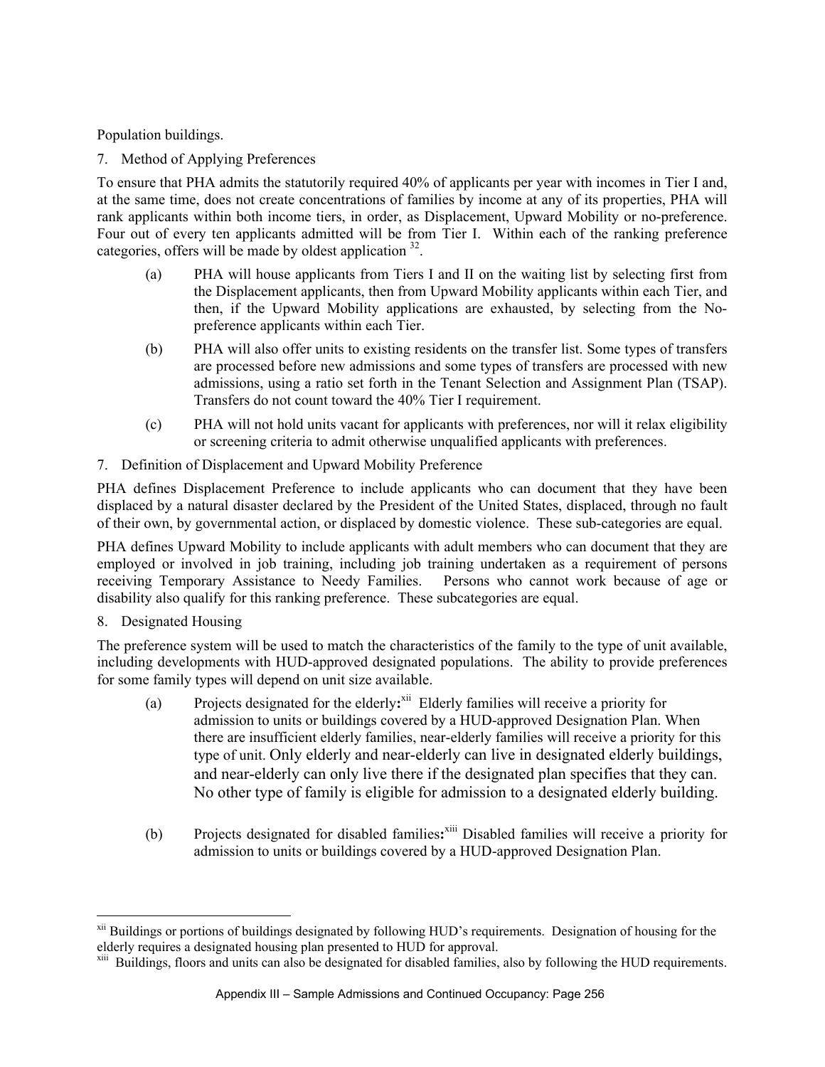Population buildings.

7. Method of Applying Preferences

To ensure that PHA admits the statutorily required 40% of applicants per year with incomes in Tier I and, at the same time, does not create concentrations of families by income at any of its properties, PHA will rank applicants within both income tiers, in order, as Displacement, Upward Mobility or no-preference. Four out of every ten applicants admitted will be from Tier I. Within each of the ranking preference categories, offers will be made by oldest application [32].

(a) PHA will house applicants from Tiers I and II on the waiting list by selecting first from the Displacement applicants, then from Upward Mobility applicants within each Tier, and then, if the Upward Mobility applications are exhausted, by selecting from the No-preference applicants within each Tier.

(b) PHA will also offer units to existing residents on the transfer list. Some types of transfers are processed before new admissions and some types of transfers are processed with new admissions, using a ratio set forth in the Tenant Selection and Assignment Plan (TSAP). Transfers do not count toward the 40% Tier I requirement.

(c) PHA will not hold units vacant for applicants with preferences, nor will it relax eligibility or screening criteria to admit otherwise unqualified applicants with preferences.

7. Definition of Displacement and Upward Mobility Preference

PHA defines Displacement Preference to include applicants who can document that they have been displaced by a natural disaster declared by the President of the United States, displaced, through no fault of their own, by governmental action, or displaced by domestic violence. These sub-categories are equal.

PHA defines Upward Mobility to include applicants with adult members who can document that they are employed or involved in job training, including job training undertaken as a requirement of persons receiving Temporary Assistance to Needy Families. Persons who cannot work because of age or disability also qualify for this ranking preference. These subcategories are equal.

8. Designated Housing

The preference system will be used to match the characteristics of the family to the type of unit available, including developments with HUD-approved designated populations. The ability to provide preferences for some family types will depend on unit size available.

(a) Projects designated for the elderly**:**[xii] Elderly families will receive a priority for admission to units or buildings covered by a HUD-approved Designation Plan. When there are insufficient elderly families, near-elderly families will receive a priority for this type of unit. Only elderly and near-elderly can live in designated elderly buildings, and near-elderly can only live there if the designated plan specifies that they can. No other type of family is eligible for admission to a designated elderly building.

(b) Projects designated for disabled families**:**[xiii] Disabled families will receive a priority for admission to units or buildings covered by a HUD-approved Designation Plan.

---

[xii] Buildings or portions of buildings designated by following HUD's requirements. Designation of housing for the elderly requires a designated housing plan presented to HUD for approval.

[xiii] Buildings, floors and units can also be designated for disabled families, also by following the HUD requirements.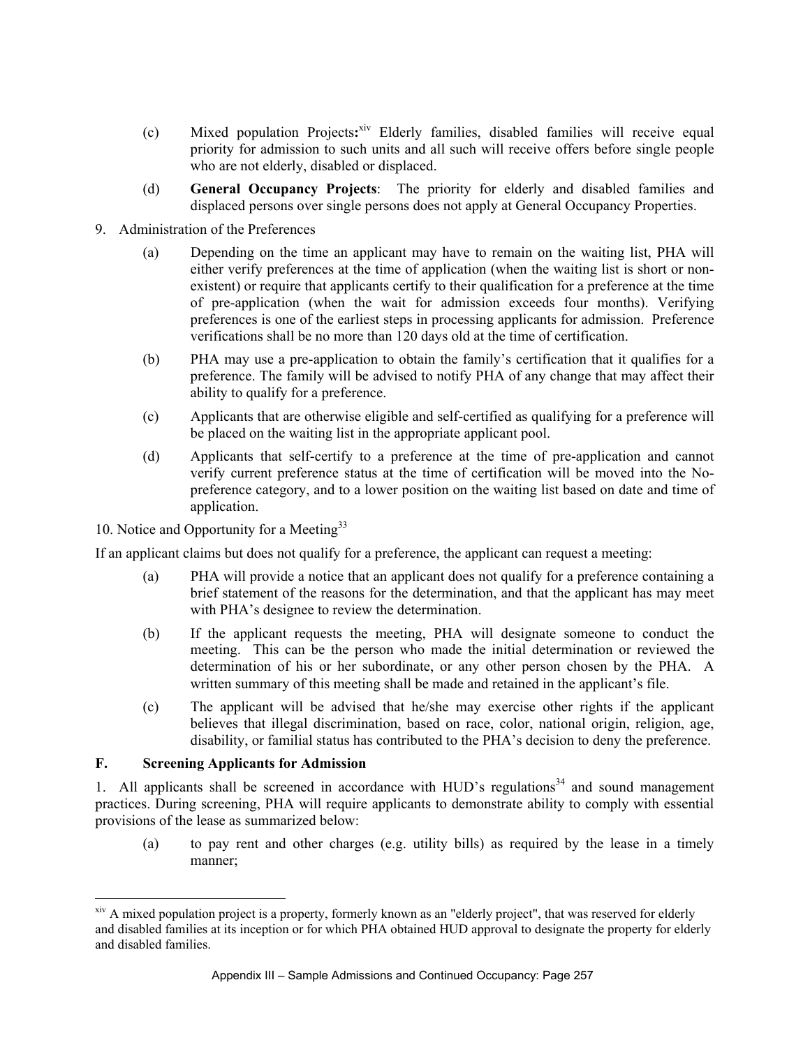(c) Mixed population Projects**:**[xiv] Elderly families, disabled families will receive equal priority for admission to such units and all such will receive offers before single people who are not elderly, disabled or displaced.

(d) **General Occupancy Projects**: The priority for elderly and disabled families and displaced persons over single persons does not apply at General Occupancy Properties.

9. Administration of the Preferences

(a) Depending on the time an applicant may have to remain on the waiting list, PHA will either verify preferences at the time of application (when the waiting list is short or non-existent) or require that applicants certify to their qualification for a preference at the time of pre-application (when the wait for admission exceeds four months). Verifying preferences is one of the earliest steps in processing applicants for admission. Preference verifications shall be no more than 120 days old at the time of certification.

(b) PHA may use a pre-application to obtain the family's certification that it qualifies for a preference. The family will be advised to notify PHA of any change that may affect their ability to qualify for a preference.

(c) Applicants that are otherwise eligible and self-certified as qualifying for a preference will be placed on the waiting list in the appropriate applicant pool.

(d) Applicants that self-certify to a preference at the time of pre-application and cannot verify current preference status at the time of certification will be moved into the No-preference category, and to a lower position on the waiting list based on date and time of application.

10. Notice and Opportunity for a Meeting[33]

If an applicant claims but does not qualify for a preference, the applicant can request a meeting:

(a) PHA will provide a notice that an applicant does not qualify for a preference containing a brief statement of the reasons for the determination, and that the applicant has may meet with PHA's designee to review the determination.

(b) If the applicant requests the meeting, PHA will designate someone to conduct the meeting. This can be the person who made the initial determination or reviewed the determination of his or her subordinate, or any other person chosen by the PHA. A written summary of this meeting shall be made and retained in the applicant's file.

(c) The applicant will be advised that he/she may exercise other rights if the applicant believes that illegal discrimination, based on race, color, national origin, religion, age, disability, or familial status has contributed to the PHA's decision to deny the preference.

### F. Screening Applicants for Admission

1. All applicants shall be screened in accordance with HUD's regulations[34] and sound management practices. During screening, PHA will require applicants to demonstrate ability to comply with essential provisions of the lease as summarized below:

(a) to pay rent and other charges (e.g. utility bills) as required by the lease in a timely manner;

---

[xiv] A mixed population project is a property, formerly known as an "elderly project", that was reserved for elderly and disabled families at its inception or for which PHA obtained HUD approval to designate the property for elderly and disabled families.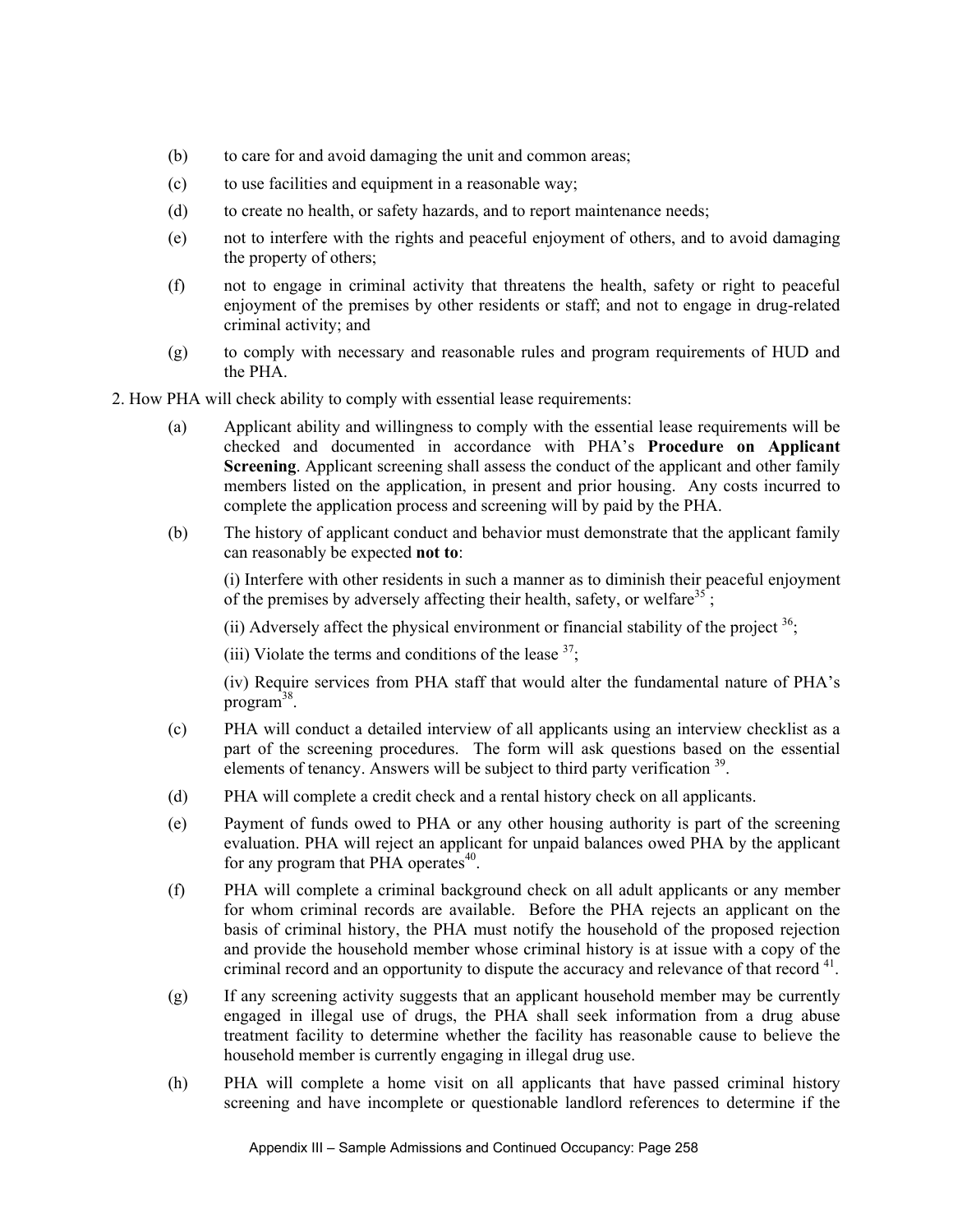(b) to care for and avoid damaging the unit and common areas;

(c) to use facilities and equipment in a reasonable way;

(d) to create no health, or safety hazards, and to report maintenance needs;

(e) not to interfere with the rights and peaceful enjoyment of others, and to avoid damaging the property of others;

(f) not to engage in criminal activity that threatens the health, safety or right to peaceful enjoyment of the premises by other residents or staff; and not to engage in drug-related criminal activity; and

(g) to comply with necessary and reasonable rules and program requirements of HUD and the PHA.

2. How PHA will check ability to comply with essential lease requirements:

(a) Applicant ability and willingness to comply with the essential lease requirements will be checked and documented in accordance with PHA's **Procedure on Applicant Screening**. Applicant screening shall assess the conduct of the applicant and other family members listed on the application, in present and prior housing. Any costs incurred to complete the application process and screening will by paid by the PHA.

(b) The history of applicant conduct and behavior must demonstrate that the applicant family can reasonably be expected **not to**:

(i) Interfere with other residents in such a manner as to diminish their peaceful enjoyment of the premises by adversely affecting their health, safety, or welfare[35] ;

(ii) Adversely affect the physical environment or financial stability of the project [36];

(iii) Violate the terms and conditions of the lease [37];

(iv) Require services from PHA staff that would alter the fundamental nature of PHA's program[38].

(c) PHA will conduct a detailed interview of all applicants using an interview checklist as a part of the screening procedures. The form will ask questions based on the essential elements of tenancy. Answers will be subject to third party verification [39].

(d) PHA will complete a credit check and a rental history check on all applicants.

(e) Payment of funds owed to PHA or any other housing authority is part of the screening evaluation. PHA will reject an applicant for unpaid balances owed PHA by the applicant for any program that PHA operates[40].

(f) PHA will complete a criminal background check on all adult applicants or any member for whom criminal records are available. Before the PHA rejects an applicant on the basis of criminal history, the PHA must notify the household of the proposed rejection and provide the household member whose criminal history is at issue with a copy of the criminal record and an opportunity to dispute the accuracy and relevance of that record [41].

(g) If any screening activity suggests that an applicant household member may be currently engaged in illegal use of drugs, the PHA shall seek information from a drug abuse treatment facility to determine whether the facility has reasonable cause to believe the household member is currently engaging in illegal drug use.

(h) PHA will complete a home visit on all applicants that have passed criminal history screening and have incomplete or questionable landlord references to determine if the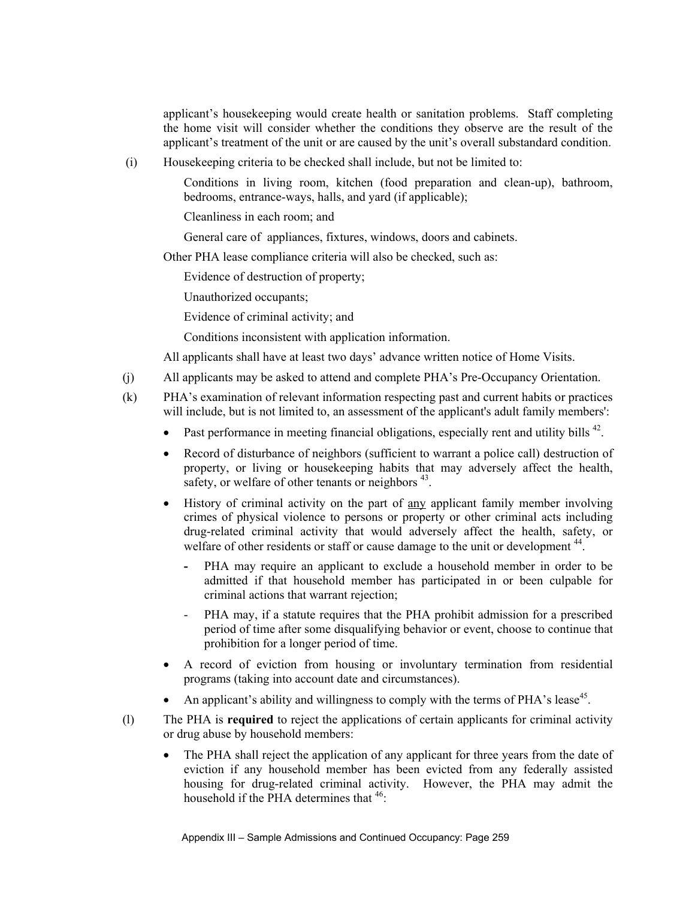applicant's housekeeping would create health or sanitation problems. Staff completing the home visit will consider whether the conditions they observe are the result of the applicant's treatment of the unit or are caused by the unit's overall substandard condition.

(i) Housekeeping criteria to be checked shall include, but not be limited to:

Conditions in living room, kitchen (food preparation and clean-up), bathroom, bedrooms, entrance-ways, halls, and yard (if applicable);

Cleanliness in each room; and

General care of appliances, fixtures, windows, doors and cabinets.

Other PHA lease compliance criteria will also be checked, such as:

Evidence of destruction of property;

Unauthorized occupants;

Evidence of criminal activity; and

Conditions inconsistent with application information.

All applicants shall have at least two days' advance written notice of Home Visits.

(j) All applicants may be asked to attend and complete PHA's Pre-Occupancy Orientation.

(k) PHA's examination of relevant information respecting past and current habits or practices will include, but is not limited to, an assessment of the applicant's adult family members':

- Past performance in meeting financial obligations, especially rent and utility bills [42].
- Record of disturbance of neighbors (sufficient to warrant a police call) destruction of property, or living or housekeeping habits that may adversely affect the health, safety, or welfare of other tenants or neighbors [43].
- History of criminal activity on the part of <u>any</u> applicant family member involving crimes of physical violence to persons or property or other criminal acts including drug-related criminal activity that would adversely affect the health, safety, or welfare of other residents or staff or cause damage to the unit or development [44].
  - PHA may require an applicant to exclude a household member in order to be admitted if that household member has participated in or been culpable for criminal actions that warrant rejection;
  - PHA may, if a statute requires that the PHA prohibit admission for a prescribed period of time after some disqualifying behavior or event, choose to continue that prohibition for a longer period of time.
- A record of eviction from housing or involuntary termination from residential programs (taking into account date and circumstances).
- An applicant's ability and willingness to comply with the terms of PHA's lease[45].

(l) The PHA is **required** to reject the applications of certain applicants for criminal activity or drug abuse by household members:

- The PHA shall reject the application of any applicant for three years from the date of eviction if any household member has been evicted from any federally assisted housing for drug-related criminal activity. However, the PHA may admit the household if the PHA determines that [46]: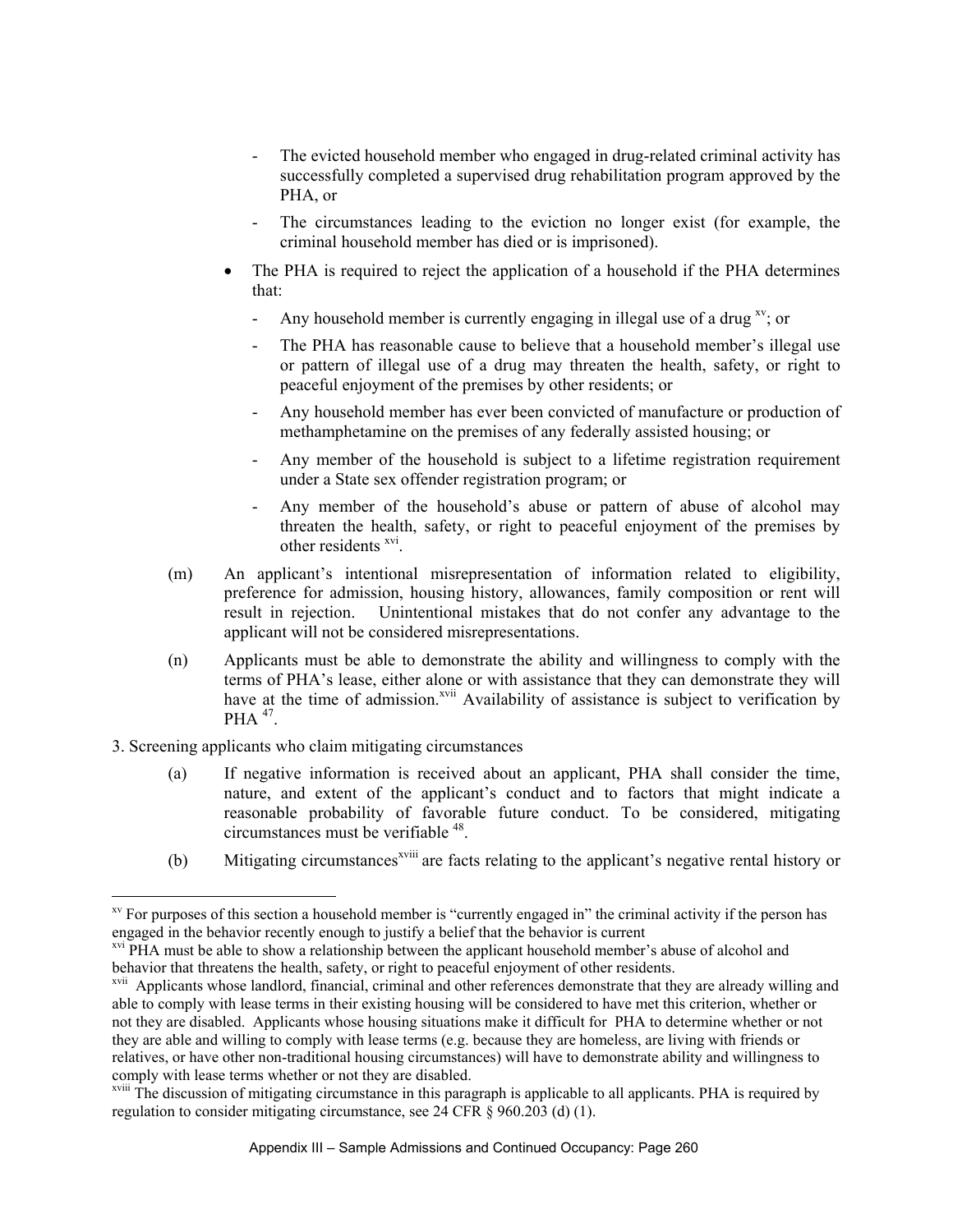- The evicted household member who engaged in drug-related criminal activity has successfully completed a supervised drug rehabilitation program approved by the PHA, or
- The circumstances leading to the eviction no longer exist (for example, the criminal household member has died or is imprisoned).

- The PHA is required to reject the application of a household if the PHA determines that:
  - Any household member is currently engaging in illegal use of a drug [xv]; or
  - The PHA has reasonable cause to believe that a household member's illegal use or pattern of illegal use of a drug may threaten the health, safety, or right to peaceful enjoyment of the premises by other residents; or
  - Any household member has ever been convicted of manufacture or production of methamphetamine on the premises of any federally assisted housing; or
  - Any member of the household is subject to a lifetime registration requirement under a State sex offender registration program; or
  - Any member of the household's abuse or pattern of abuse of alcohol may threaten the health, safety, or right to peaceful enjoyment of the premises by other residents [xvi].

(m) An applicant's intentional misrepresentation of information related to eligibility, preference for admission, housing history, allowances, family composition or rent will result in rejection. Unintentional mistakes that do not confer any advantage to the applicant will not be considered misrepresentations.

(n) Applicants must be able to demonstrate the ability and willingness to comply with the terms of PHA's lease, either alone or with assistance that they can demonstrate they will have at the time of admission.[xvii] Availability of assistance is subject to verification by PHA [47].

3. Screening applicants who claim mitigating circumstances

(a) If negative information is received about an applicant, PHA shall consider the time, nature, and extent of the applicant's conduct and to factors that might indicate a reasonable probability of favorable future conduct. To be considered, mitigating circumstances must be verifiable [48].

(b) Mitigating circumstances[xviii] are facts relating to the applicant's negative rental history or

---

[xv] For purposes of this section a household member is "currently engaged in" the criminal activity if the person has engaged in the behavior recently enough to justify a belief that the behavior is current

[xvi] PHA must be able to show a relationship between the applicant household member's abuse of alcohol and behavior that threatens the health, safety, or right to peaceful enjoyment of other residents.

[xvii] Applicants whose landlord, financial, criminal and other references demonstrate that they are already willing and able to comply with lease terms in their existing housing will be considered to have met this criterion, whether or not they are disabled. Applicants whose housing situations make it difficult for PHA to determine whether or not they are able and willing to comply with lease terms (e.g. because they are homeless, are living with friends or relatives, or have other non-traditional housing circumstances) will have to demonstrate ability and willingness to comply with lease terms whether or not they are disabled.

[xviii] The discussion of mitigating circumstance in this paragraph is applicable to all applicants. PHA is required by regulation to consider mitigating circumstance, see 24 CFR § 960.203 (d) (1).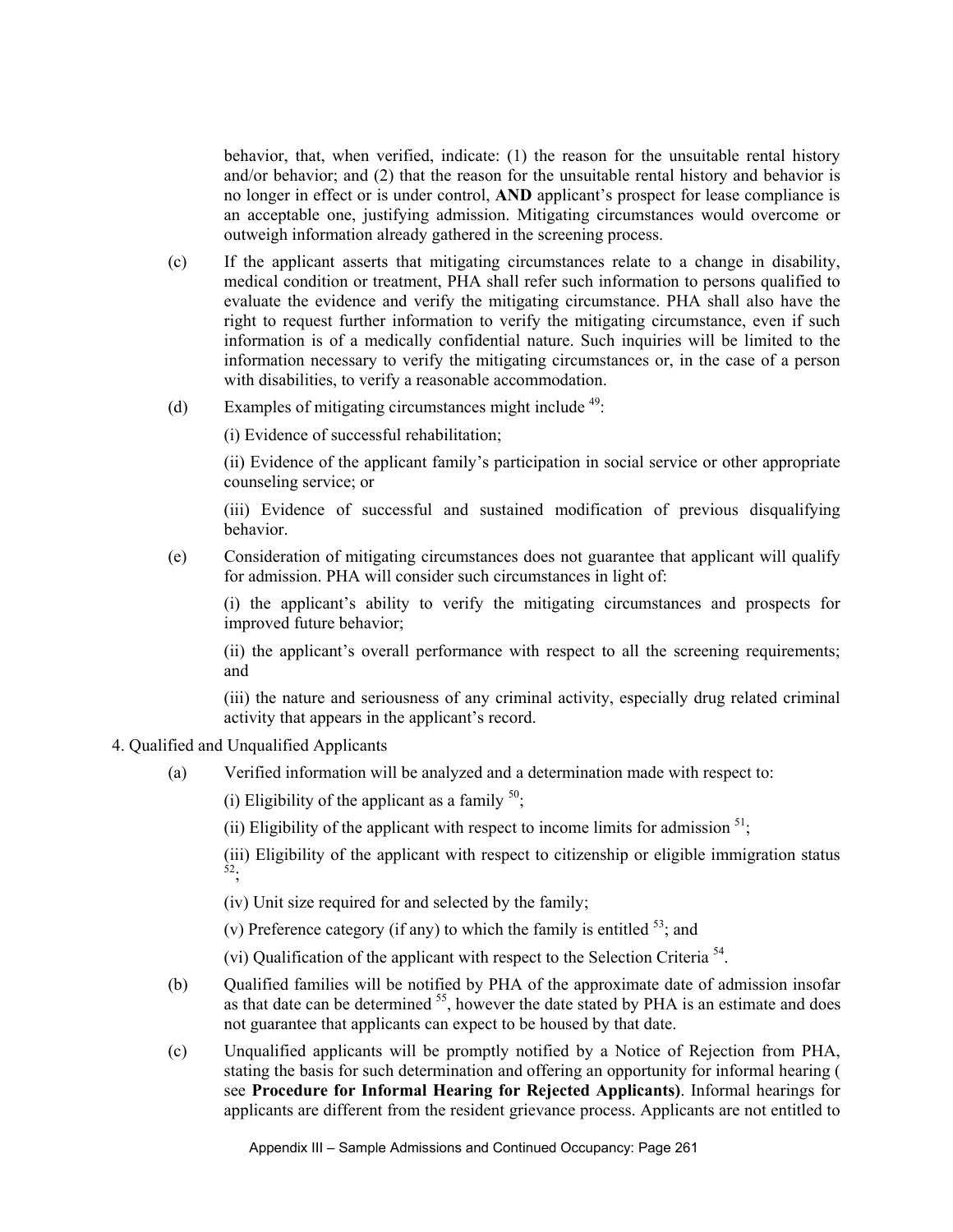behavior, that, when verified, indicate: (1) the reason for the unsuitable rental history and/or behavior; and (2) that the reason for the unsuitable rental history and behavior is no longer in effect or is under control, **AND** applicant's prospect for lease compliance is an acceptable one, justifying admission. Mitigating circumstances would overcome or outweigh information already gathered in the screening process.

(c) If the applicant asserts that mitigating circumstances relate to a change in disability, medical condition or treatment, PHA shall refer such information to persons qualified to evaluate the evidence and verify the mitigating circumstance. PHA shall also have the right to request further information to verify the mitigating circumstance, even if such information is of a medically confidential nature. Such inquiries will be limited to the information necessary to verify the mitigating circumstances or, in the case of a person with disabilities, to verify a reasonable accommodation.

(d) Examples of mitigating circumstances might include [49]:

(i) Evidence of successful rehabilitation;

(ii) Evidence of the applicant family's participation in social service or other appropriate counseling service; or

(iii) Evidence of successful and sustained modification of previous disqualifying behavior.

(e) Consideration of mitigating circumstances does not guarantee that applicant will qualify for admission. PHA will consider such circumstances in light of:

(i) the applicant's ability to verify the mitigating circumstances and prospects for improved future behavior;

(ii) the applicant's overall performance with respect to all the screening requirements; and

(iii) the nature and seriousness of any criminal activity, especially drug related criminal activity that appears in the applicant's record.

4. Qualified and Unqualified Applicants

(a) Verified information will be analyzed and a determination made with respect to:

(i) Eligibility of the applicant as a family [50];

(ii) Eligibility of the applicant with respect to income limits for admission [51];

(iii) Eligibility of the applicant with respect to citizenship or eligible immigration status [52];

(iv) Unit size required for and selected by the family;

(v) Preference category (if any) to which the family is entitled [53]; and

(vi) Qualification of the applicant with respect to the Selection Criteria [54].

(b) Qualified families will be notified by PHA of the approximate date of admission insofar as that date can be determined [55], however the date stated by PHA is an estimate and does not guarantee that applicants can expect to be housed by that date.

(c) Unqualified applicants will be promptly notified by a Notice of Rejection from PHA, stating the basis for such determination and offering an opportunity for informal hearing ( see **Procedure for Informal Hearing for Rejected Applicants)**. Informal hearings for applicants are different from the resident grievance process. Applicants are not entitled to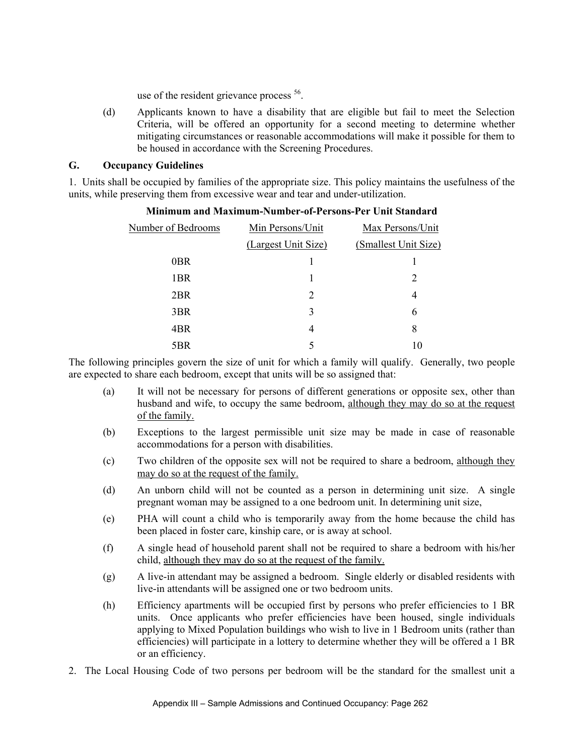use of the resident grievance process [56].

(d) Applicants known to have a disability that are eligible but fail to meet the Selection Criteria, will be offered an opportunity for a second meeting to determine whether mitigating circumstances or reasonable accommodations will make it possible for them to be housed in accordance with the Screening Procedures.

## G. Occupancy Guidelines

1. Units shall be occupied by families of the appropriate size. This policy maintains the usefulness of the units, while preserving them from excessive wear and tear and under-utilization.

**Minimum and Maximum-Number-of-Persons-Per Unit Standard**

| Number of Bedrooms | Min Persons/Unit (Largest Unit Size) | Max Persons/Unit (Smallest Unit Size) |
|---|---|---|
| 0BR | 1 | 1 |
| 1BR | 1 | 2 |
| 2BR | 2 | 4 |
| 3BR | 3 | 6 |
| 4BR | 4 | 8 |
| 5BR | 5 | 10 |

The following principles govern the size of unit for which a family will qualify. Generally, two people are expected to share each bedroom, except that units will be so assigned that:

(a) It will not be necessary for persons of different generations or opposite sex, other than husband and wife, to occupy the same bedroom, <u>although they may do so at the request of the family.</u>

(b) Exceptions to the largest permissible unit size may be made in case of reasonable accommodations for a person with disabilities.

(c) Two children of the opposite sex will not be required to share a bedroom, <u>although they may do so at the request of the family.</u>

(d) An unborn child will not be counted as a person in determining unit size. A single pregnant woman may be assigned to a one bedroom unit. In determining unit size,

(e) PHA will count a child who is temporarily away from the home because the child has been placed in foster care, kinship care, or is away at school.

(f) A single head of household parent shall not be required to share a bedroom with his/her child, <u>although they may do so at the request of the family.</u>

(g) A live-in attendant may be assigned a bedroom. Single elderly or disabled residents with live-in attendants will be assigned one or two bedroom units.

(h) Efficiency apartments will be occupied first by persons who prefer efficiencies to 1 BR units. Once applicants who prefer efficiencies have been housed, single individuals applying to Mixed Population buildings who wish to live in 1 Bedroom units (rather than efficiencies) will participate in a lottery to determine whether they will be offered a 1 BR or an efficiency.

2. The Local Housing Code of two persons per bedroom will be the standard for the smallest unit a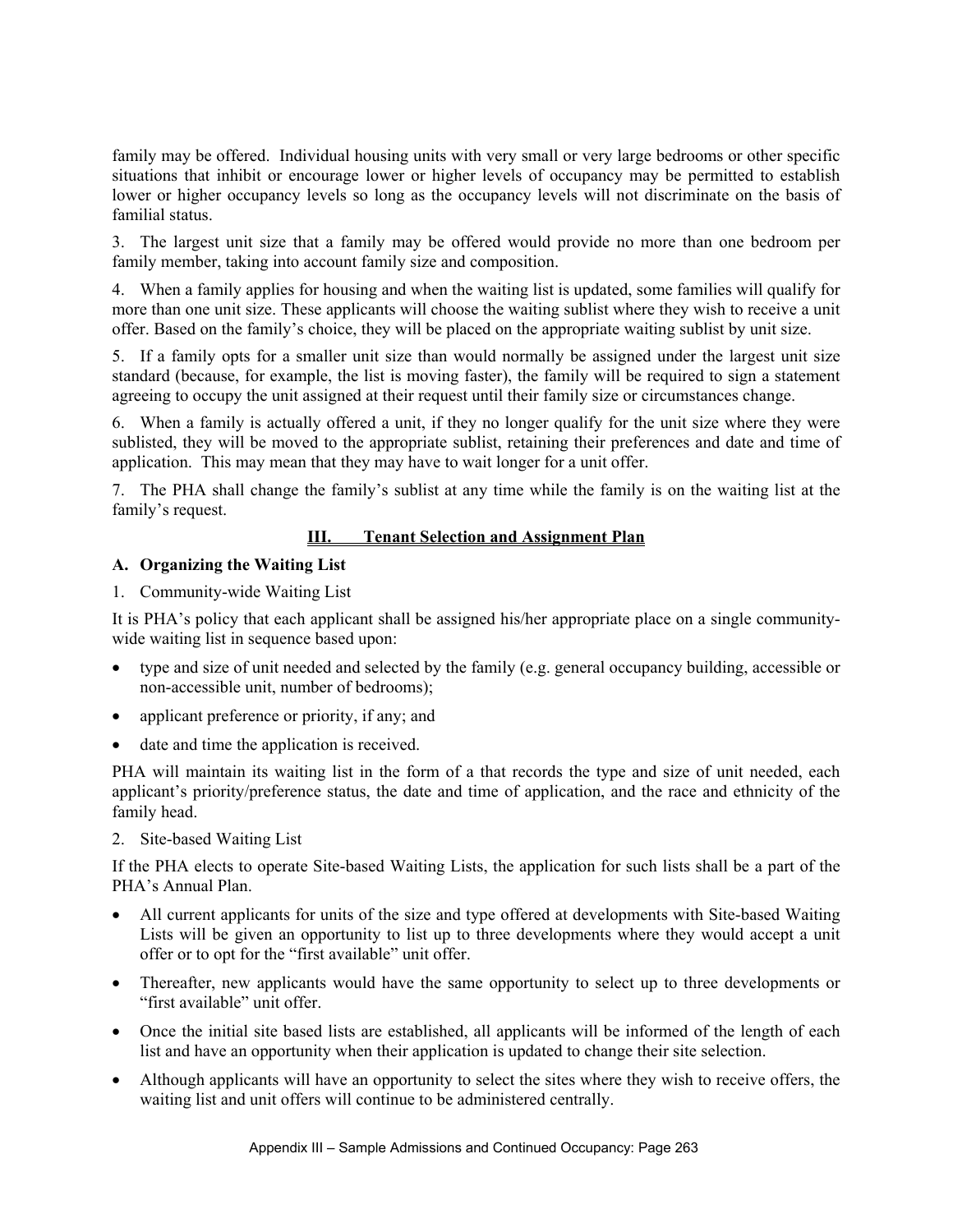family may be offered. Individual housing units with very small or very large bedrooms or other specific situations that inhibit or encourage lower or higher levels of occupancy may be permitted to establish lower or higher occupancy levels so long as the occupancy levels will not discriminate on the basis of familial status.

3. The largest unit size that a family may be offered would provide no more than one bedroom per family member, taking into account family size and composition.

4. When a family applies for housing and when the waiting list is updated, some families will qualify for more than one unit size. These applicants will choose the waiting sublist where they wish to receive a unit offer. Based on the family's choice, they will be placed on the appropriate waiting sublist by unit size.

5. If a family opts for a smaller unit size than would normally be assigned under the largest unit size standard (because, for example, the list is moving faster), the family will be required to sign a statement agreeing to occupy the unit assigned at their request until their family size or circumstances change.

6. When a family is actually offered a unit, if they no longer qualify for the unit size where they were sublisted, they will be moved to the appropriate sublist, retaining their preferences and date and time of application. This may mean that they may have to wait longer for a unit offer.

7. The PHA shall change the family's sublist at any time while the family is on the waiting list at the family's request.

## III. Tenant Selection and Assignment Plan

### A. Organizing the Waiting List

1. Community-wide Waiting List

It is PHA's policy that each applicant shall be assigned his/her appropriate place on a single community-wide waiting list in sequence based upon:

- type and size of unit needed and selected by the family (e.g. general occupancy building, accessible or non-accessible unit, number of bedrooms);
- applicant preference or priority, if any; and
- date and time the application is received.

PHA will maintain its waiting list in the form of a that records the type and size of unit needed, each applicant's priority/preference status, the date and time of application, and the race and ethnicity of the family head.

2. Site-based Waiting List

If the PHA elects to operate Site-based Waiting Lists, the application for such lists shall be a part of the PHA's Annual Plan.

- All current applicants for units of the size and type offered at developments with Site-based Waiting Lists will be given an opportunity to list up to three developments where they would accept a unit offer or to opt for the "first available" unit offer.
- Thereafter, new applicants would have the same opportunity to select up to three developments or "first available" unit offer.
- Once the initial site based lists are established, all applicants will be informed of the length of each list and have an opportunity when their application is updated to change their site selection.
- Although applicants will have an opportunity to select the sites where they wish to receive offers, the waiting list and unit offers will continue to be administered centrally.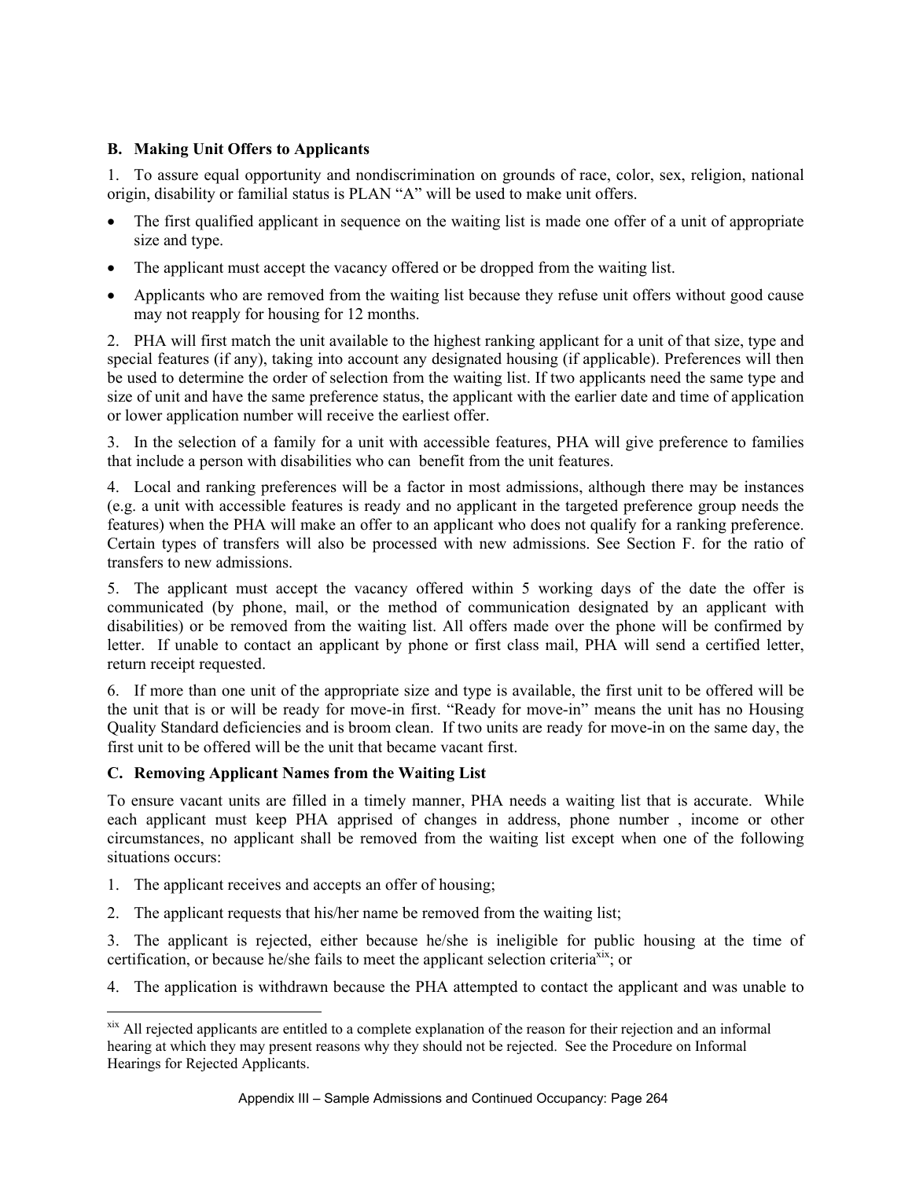### B. Making Unit Offers to Applicants

1. To assure equal opportunity and nondiscrimination on grounds of race, color, sex, religion, national origin, disability or familial status is PLAN "A" will be used to make unit offers.

- The first qualified applicant in sequence on the waiting list is made one offer of a unit of appropriate size and type.
- The applicant must accept the vacancy offered or be dropped from the waiting list.
- Applicants who are removed from the waiting list because they refuse unit offers without good cause may not reapply for housing for 12 months.

2. PHA will first match the unit available to the highest ranking applicant for a unit of that size, type and special features (if any), taking into account any designated housing (if applicable). Preferences will then be used to determine the order of selection from the waiting list. If two applicants need the same type and size of unit and have the same preference status, the applicant with the earlier date and time of application or lower application number will receive the earliest offer.

3. In the selection of a family for a unit with accessible features, PHA will give preference to families that include a person with disabilities who can benefit from the unit features.

4. Local and ranking preferences will be a factor in most admissions, although there may be instances (e.g. a unit with accessible features is ready and no applicant in the targeted preference group needs the features) when the PHA will make an offer to an applicant who does not qualify for a ranking preference. Certain types of transfers will also be processed with new admissions. See Section F. for the ratio of transfers to new admissions.

5. The applicant must accept the vacancy offered within 5 working days of the date the offer is communicated (by phone, mail, or the method of communication designated by an applicant with disabilities) or be removed from the waiting list. All offers made over the phone will be confirmed by letter. If unable to contact an applicant by phone or first class mail, PHA will send a certified letter, return receipt requested.

6. If more than one unit of the appropriate size and type is available, the first unit to be offered will be the unit that is or will be ready for move-in first. "Ready for move-in" means the unit has no Housing Quality Standard deficiencies and is broom clean. If two units are ready for move-in on the same day, the first unit to be offered will be the unit that became vacant first.

### C. Removing Applicant Names from the Waiting List

To ensure vacant units are filled in a timely manner, PHA needs a waiting list that is accurate. While each applicant must keep PHA apprised of changes in address, phone number , income or other circumstances, no applicant shall be removed from the waiting list except when one of the following situations occurs:

1. The applicant receives and accepts an offer of housing;
2. The applicant requests that his/her name be removed from the waiting list;
3. The applicant is rejected, either because he/she is ineligible for public housing at the time of certification, or because he/she fails to meet the applicant selection criteria[xix]; or
4. The application is withdrawn because the PHA attempted to contact the applicant and was unable to

[xix] All rejected applicants are entitled to a complete explanation of the reason for their rejection and an informal hearing at which they may present reasons why they should not be rejected. See the Procedure on Informal Hearings for Rejected Applicants.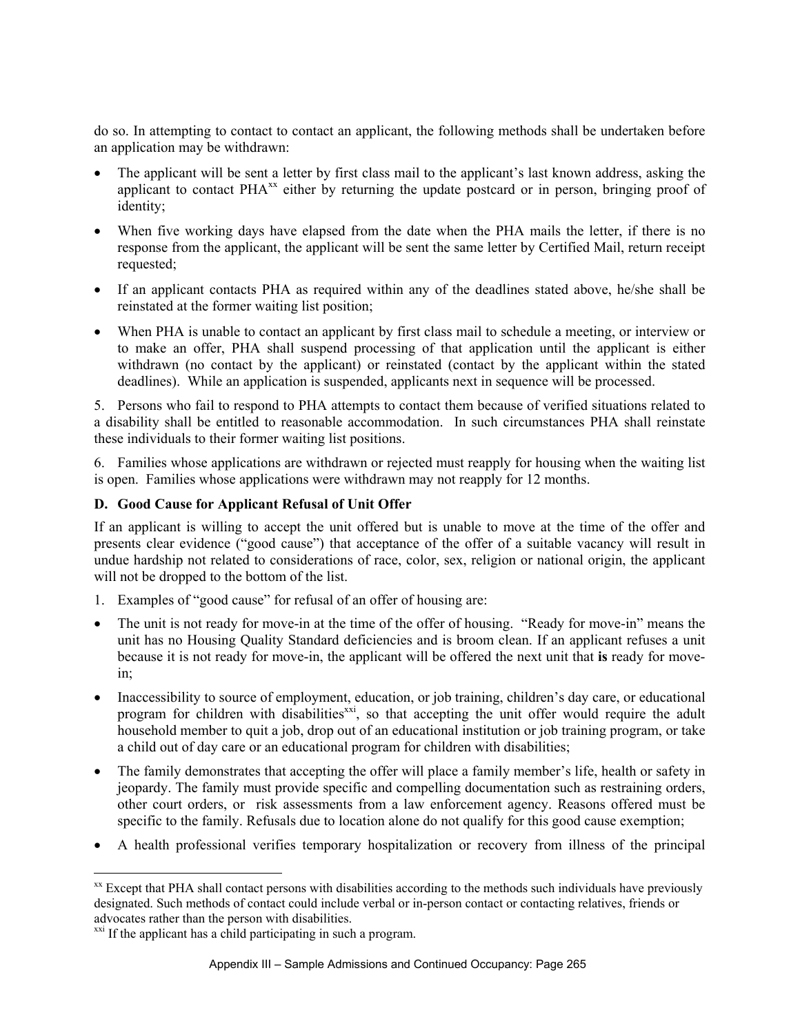do so. In attempting to contact to contact an applicant, the following methods shall be undertaken before an application may be withdrawn:

- The applicant will be sent a letter by first class mail to the applicant's last known address, asking the applicant to contact PHA[xx] either by returning the update postcard or in person, bringing proof of identity;
- When five working days have elapsed from the date when the PHA mails the letter, if there is no response from the applicant, the applicant will be sent the same letter by Certified Mail, return receipt requested;
- If an applicant contacts PHA as required within any of the deadlines stated above, he/she shall be reinstated at the former waiting list position;
- When PHA is unable to contact an applicant by first class mail to schedule a meeting, or interview or to make an offer, PHA shall suspend processing of that application until the applicant is either withdrawn (no contact by the applicant) or reinstated (contact by the applicant within the stated deadlines). While an application is suspended, applicants next in sequence will be processed.

5. Persons who fail to respond to PHA attempts to contact them because of verified situations related to a disability shall be entitled to reasonable accommodation. In such circumstances PHA shall reinstate these individuals to their former waiting list positions.

6. Families whose applications are withdrawn or rejected must reapply for housing when the waiting list is open. Families whose applications were withdrawn may not reapply for 12 months.

**D. Good Cause for Applicant Refusal of Unit Offer**

If an applicant is willing to accept the unit offered but is unable to move at the time of the offer and presents clear evidence ("good cause") that acceptance of the offer of a suitable vacancy will result in undue hardship not related to considerations of race, color, sex, religion or national origin, the applicant will not be dropped to the bottom of the list.

1. Examples of "good cause" for refusal of an offer of housing are:

- The unit is not ready for move-in at the time of the offer of housing. "Ready for move-in" means the unit has no Housing Quality Standard deficiencies and is broom clean. If an applicant refuses a unit because it is not ready for move-in, the applicant will be offered the next unit that **is** ready for move-in;
- Inaccessibility to source of employment, education, or job training, children's day care, or educational program for children with disabilities[xxi], so that accepting the unit offer would require the adult household member to quit a job, drop out of an educational institution or job training program, or take a child out of day care or an educational program for children with disabilities;
- The family demonstrates that accepting the offer will place a family member's life, health or safety in jeopardy. The family must provide specific and compelling documentation such as restraining orders, other court orders, or risk assessments from a law enforcement agency. Reasons offered must be specific to the family. Refusals due to location alone do not qualify for this good cause exemption;
- A health professional verifies temporary hospitalization or recovery from illness of the principal

---

[xx] Except that PHA shall contact persons with disabilities according to the methods such individuals have previously designated. Such methods of contact could include verbal or in-person contact or contacting relatives, friends or advocates rather than the person with disabilities.

[xxi] If the applicant has a child participating in such a program.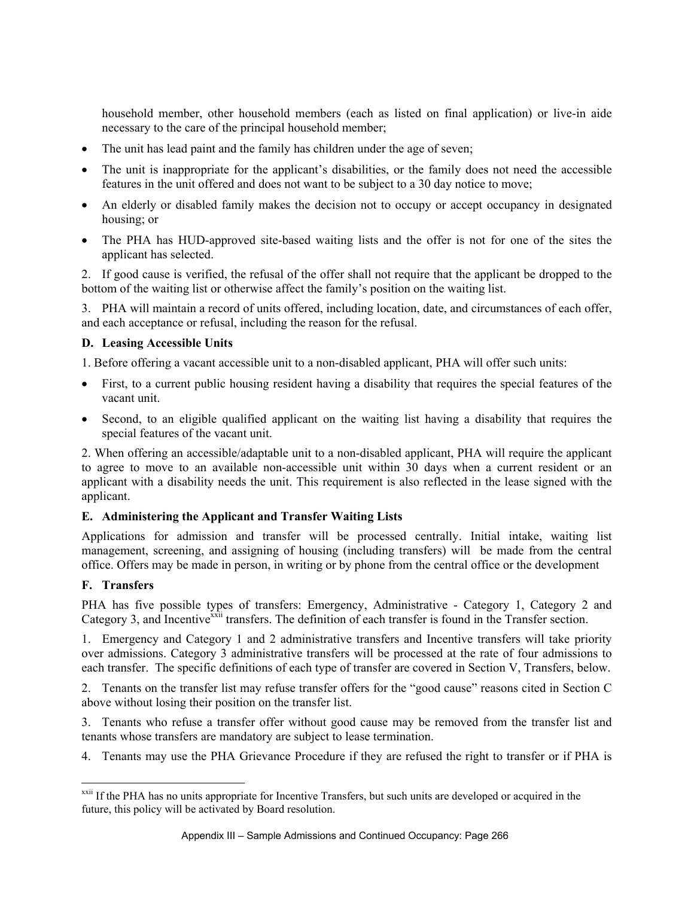household member, other household members (each as listed on final application) or live-in aide necessary to the care of the principal household member;

- The unit has lead paint and the family has children under the age of seven;
- The unit is inappropriate for the applicant's disabilities, or the family does not need the accessible features in the unit offered and does not want to be subject to a 30 day notice to move;
- An elderly or disabled family makes the decision not to occupy or accept occupancy in designated housing; or
- The PHA has HUD-approved site-based waiting lists and the offer is not for one of the sites the applicant has selected.

2. If good cause is verified, the refusal of the offer shall not require that the applicant be dropped to the bottom of the waiting list or otherwise affect the family's position on the waiting list.

3. PHA will maintain a record of units offered, including location, date, and circumstances of each offer, and each acceptance or refusal, including the reason for the refusal.

**D. Leasing Accessible Units**

1. Before offering a vacant accessible unit to a non-disabled applicant, PHA will offer such units:

- First, to a current public housing resident having a disability that requires the special features of the vacant unit.
- Second, to an eligible qualified applicant on the waiting list having a disability that requires the special features of the vacant unit.

2. When offering an accessible/adaptable unit to a non-disabled applicant, PHA will require the applicant to agree to move to an available non-accessible unit within 30 days when a current resident or an applicant with a disability needs the unit. This requirement is also reflected in the lease signed with the applicant.

**E. Administering the Applicant and Transfer Waiting Lists**

Applications for admission and transfer will be processed centrally. Initial intake, waiting list management, screening, and assigning of housing (including transfers) will be made from the central office. Offers may be made in person, in writing or by phone from the central office or the development

**F. Transfers**

PHA has five possible types of transfers: Emergency, Administrative - Category 1, Category 2 and Category 3, and Incentive[xxii] transfers. The definition of each transfer is found in the Transfer section.

1. Emergency and Category 1 and 2 administrative transfers and Incentive transfers will take priority over admissions. Category 3 administrative transfers will be processed at the rate of four admissions to each transfer. The specific definitions of each type of transfer are covered in Section V, Transfers, below.

2. Tenants on the transfer list may refuse transfer offers for the "good cause" reasons cited in Section C above without losing their position on the transfer list.

3. Tenants who refuse a transfer offer without good cause may be removed from the transfer list and tenants whose transfers are mandatory are subject to lease termination.

4. Tenants may use the PHA Grievance Procedure if they are refused the right to transfer or if PHA is

[xxii] If the PHA has no units appropriate for Incentive Transfers, but such units are developed or acquired in the future, this policy will be activated by Board resolution.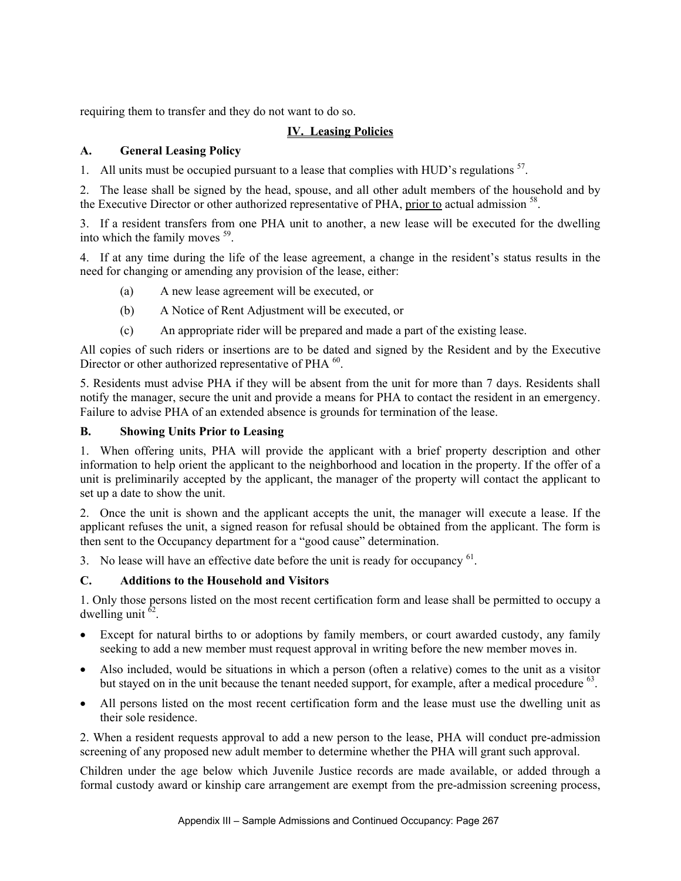requiring them to transfer and they do not want to do so.

## IV. Leasing Policies

### A. General Leasing Policy

1. All units must be occupied pursuant to a lease that complies with HUD's regulations [57].

2. The lease shall be signed by the head, spouse, and all other adult members of the household and by the Executive Director or other authorized representative of PHA, prior to actual admission [58].

3. If a resident transfers from one PHA unit to another, a new lease will be executed for the dwelling into which the family moves [59].

4. If at any time during the life of the lease agreement, a change in the resident's status results in the need for changing or amending any provision of the lease, either:

   (a) A new lease agreement will be executed, or

   (b) A Notice of Rent Adjustment will be executed, or

   (c) An appropriate rider will be prepared and made a part of the existing lease.

All copies of such riders or insertions are to be dated and signed by the Resident and by the Executive Director or other authorized representative of PHA [60].

5. Residents must advise PHA if they will be absent from the unit for more than 7 days. Residents shall notify the manager, secure the unit and provide a means for PHA to contact the resident in an emergency. Failure to advise PHA of an extended absence is grounds for termination of the lease.

### B. Showing Units Prior to Leasing

1. When offering units, PHA will provide the applicant with a brief property description and other information to help orient the applicant to the neighborhood and location in the property. If the offer of a unit is preliminarily accepted by the applicant, the manager of the property will contact the applicant to set up a date to show the unit.

2. Once the unit is shown and the applicant accepts the unit, the manager will execute a lease. If the applicant refuses the unit, a signed reason for refusal should be obtained from the applicant. The form is then sent to the Occupancy department for a "good cause" determination.

3. No lease will have an effective date before the unit is ready for occupancy [61].

### C. Additions to the Household and Visitors

1. Only those persons listed on the most recent certification form and lease shall be permitted to occupy a dwelling unit [62].

- Except for natural births to or adoptions by family members, or court awarded custody, any family seeking to add a new member must request approval in writing before the new member moves in.
- Also included, would be situations in which a person (often a relative) comes to the unit as a visitor but stayed on in the unit because the tenant needed support, for example, after a medical procedure [63].
- All persons listed on the most recent certification form and the lease must use the dwelling unit as their sole residence.

2. When a resident requests approval to add a new person to the lease, PHA will conduct pre-admission screening of any proposed new adult member to determine whether the PHA will grant such approval.

Children under the age below which Juvenile Justice records are made available, or added through a formal custody award or kinship care arrangement are exempt from the pre-admission screening process,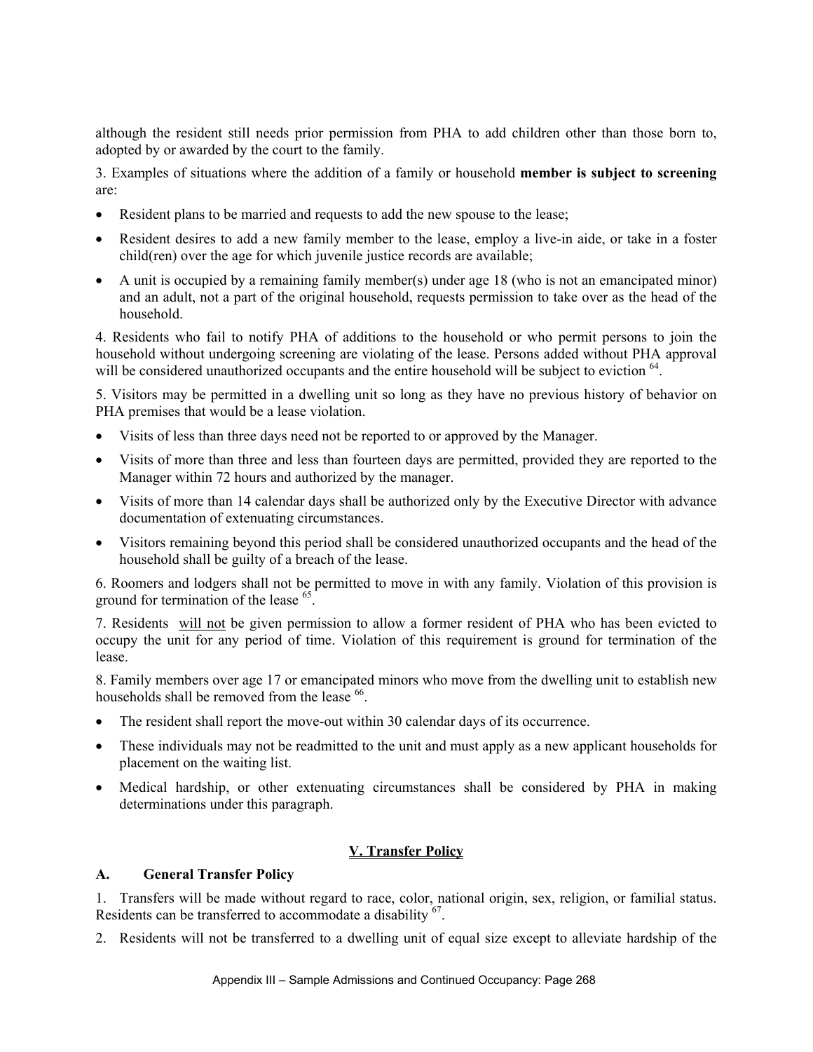although the resident still needs prior permission from PHA to add children other than those born to, adopted by or awarded by the court to the family.

3. Examples of situations where the addition of a family or household **member is subject to screening** are:

- Resident plans to be married and requests to add the new spouse to the lease;
- Resident desires to add a new family member to the lease, employ a live-in aide, or take in a foster child(ren) over the age for which juvenile justice records are available;
- A unit is occupied by a remaining family member(s) under age 18 (who is not an emancipated minor) and an adult, not a part of the original household, requests permission to take over as the head of the household.

4. Residents who fail to notify PHA of additions to the household or who permit persons to join the household without undergoing screening are violating of the lease. Persons added without PHA approval will be considered unauthorized occupants and the entire household will be subject to eviction [64].

5. Visitors may be permitted in a dwelling unit so long as they have no previous history of behavior on PHA premises that would be a lease violation.

- Visits of less than three days need not be reported to or approved by the Manager.
- Visits of more than three and less than fourteen days are permitted, provided they are reported to the Manager within 72 hours and authorized by the manager.
- Visits of more than 14 calendar days shall be authorized only by the Executive Director with advance documentation of extenuating circumstances.
- Visitors remaining beyond this period shall be considered unauthorized occupants and the head of the household shall be guilty of a breach of the lease.

6. Roomers and lodgers shall not be permitted to move in with any family. Violation of this provision is ground for termination of the lease [65].

7. Residents <u>will not</u> be given permission to allow a former resident of PHA who has been evicted to occupy the unit for any period of time. Violation of this requirement is ground for termination of the lease.

8. Family members over age 17 or emancipated minors who move from the dwelling unit to establish new households shall be removed from the lease [66].

- The resident shall report the move-out within 30 calendar days of its occurrence.
- These individuals may not be readmitted to the unit and must apply as a new applicant households for placement on the waiting list.
- Medical hardship, or other extenuating circumstances shall be considered by PHA in making determinations under this paragraph.

## V. Transfer Policy

### A. General Transfer Policy

1. Transfers will be made without regard to race, color, national origin, sex, religion, or familial status. Residents can be transferred to accommodate a disability [67].

2. Residents will not be transferred to a dwelling unit of equal size except to alleviate hardship of the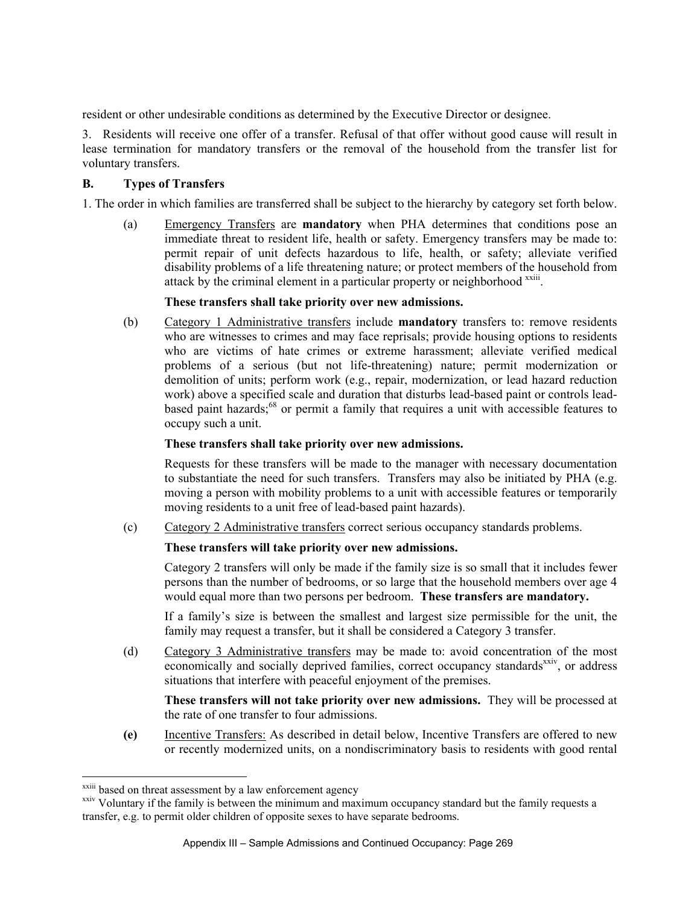resident or other undesirable conditions as determined by the Executive Director or designee.

3. Residents will receive one offer of a transfer. Refusal of that offer without good cause will result in lease termination for mandatory transfers or the removal of the household from the transfer list for voluntary transfers.

**B. Types of Transfers**

1. The order in which families are transferred shall be subject to the hierarchy by category set forth below.

(a) Emergency Transfers are **mandatory** when PHA determines that conditions pose an immediate threat to resident life, health or safety. Emergency transfers may be made to: permit repair of unit defects hazardous to life, health, or safety; alleviate verified disability problems of a life threatening nature; or protect members of the household from attack by the criminal element in a particular property or neighborhood [xxiii].

**These transfers shall take priority over new admissions.**

(b) Category 1 Administrative transfers include **mandatory** transfers to: remove residents who are witnesses to crimes and may face reprisals; provide housing options to residents who are victims of hate crimes or extreme harassment; alleviate verified medical problems of a serious (but not life-threatening) nature; permit modernization or demolition of units; perform work (e.g., repair, modernization, or lead hazard reduction work) above a specified scale and duration that disturbs lead-based paint or controls lead-based paint hazards;[68] or permit a family that requires a unit with accessible features to occupy such a unit.

**These transfers shall take priority over new admissions.**

Requests for these transfers will be made to the manager with necessary documentation to substantiate the need for such transfers. Transfers may also be initiated by PHA (e.g. moving a person with mobility problems to a unit with accessible features or temporarily moving residents to a unit free of lead-based paint hazards).

(c) Category 2 Administrative transfers correct serious occupancy standards problems.

**These transfers will take priority over new admissions.**

Category 2 transfers will only be made if the family size is so small that it includes fewer persons than the number of bedrooms, or so large that the household members over age 4 would equal more than two persons per bedroom. **These transfers are mandatory.**

If a family's size is between the smallest and largest size permissible for the unit, the family may request a transfer, but it shall be considered a Category 3 transfer.

(d) Category 3 Administrative transfers may be made to: avoid concentration of the most economically and socially deprived families, correct occupancy standards[xxiv], or address situations that interfere with peaceful enjoyment of the premises.

**These transfers will not take priority over new admissions.** They will be processed at the rate of one transfer to four admissions.

**(e)** Incentive Transfers: As described in detail below, Incentive Transfers are offered to new or recently modernized units, on a nondiscriminatory basis to residents with good rental

[xxiii] based on threat assessment by a law enforcement agency

[xxiv] Voluntary if the family is between the minimum and maximum occupancy standard but the family requests a transfer, e.g. to permit older children of opposite sexes to have separate bedrooms.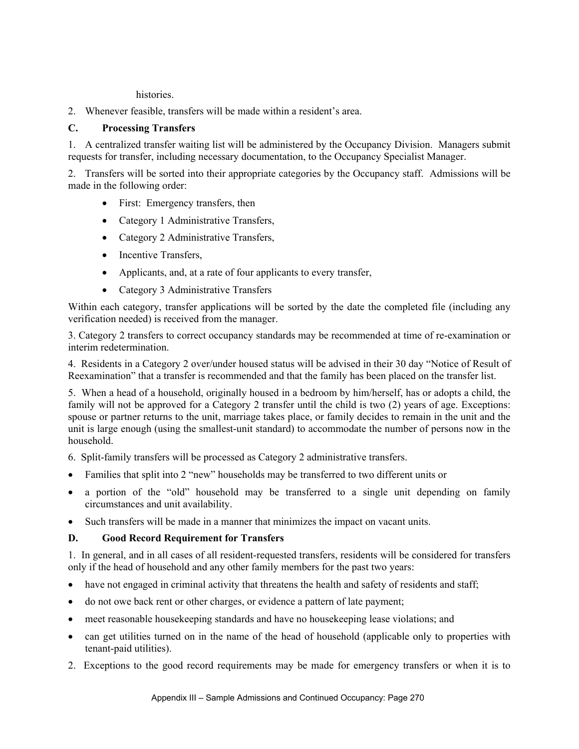histories.

2. Whenever feasible, transfers will be made within a resident's area.

### C. Processing Transfers

1. A centralized transfer waiting list will be administered by the Occupancy Division. Managers submit requests for transfer, including necessary documentation, to the Occupancy Specialist Manager.

2. Transfers will be sorted into their appropriate categories by the Occupancy staff. Admissions will be made in the following order:

- First: Emergency transfers, then
- Category 1 Administrative Transfers,
- Category 2 Administrative Transfers,
- Incentive Transfers,
- Applicants, and, at a rate of four applicants to every transfer,
- Category 3 Administrative Transfers

Within each category, transfer applications will be sorted by the date the completed file (including any verification needed) is received from the manager.

3. Category 2 transfers to correct occupancy standards may be recommended at time of re-examination or interim redetermination.

4. Residents in a Category 2 over/under housed status will be advised in their 30 day "Notice of Result of Reexamination" that a transfer is recommended and that the family has been placed on the transfer list.

5. When a head of a household, originally housed in a bedroom by him/herself, has or adopts a child, the family will not be approved for a Category 2 transfer until the child is two (2) years of age. Exceptions: spouse or partner returns to the unit, marriage takes place, or family decides to remain in the unit and the unit is large enough (using the smallest-unit standard) to accommodate the number of persons now in the household.

6. Split-family transfers will be processed as Category 2 administrative transfers.

- Families that split into 2 "new" households may be transferred to two different units or
- a portion of the "old" household may be transferred to a single unit depending on family circumstances and unit availability.
- Such transfers will be made in a manner that minimizes the impact on vacant units.

### D. Good Record Requirement for Transfers

1. In general, and in all cases of all resident-requested transfers, residents will be considered for transfers only if the head of household and any other family members for the past two years:

- have not engaged in criminal activity that threatens the health and safety of residents and staff;
- do not owe back rent or other charges, or evidence a pattern of late payment;
- meet reasonable housekeeping standards and have no housekeeping lease violations; and
- can get utilities turned on in the name of the head of household (applicable only to properties with tenant-paid utilities).

2. Exceptions to the good record requirements may be made for emergency transfers or when it is to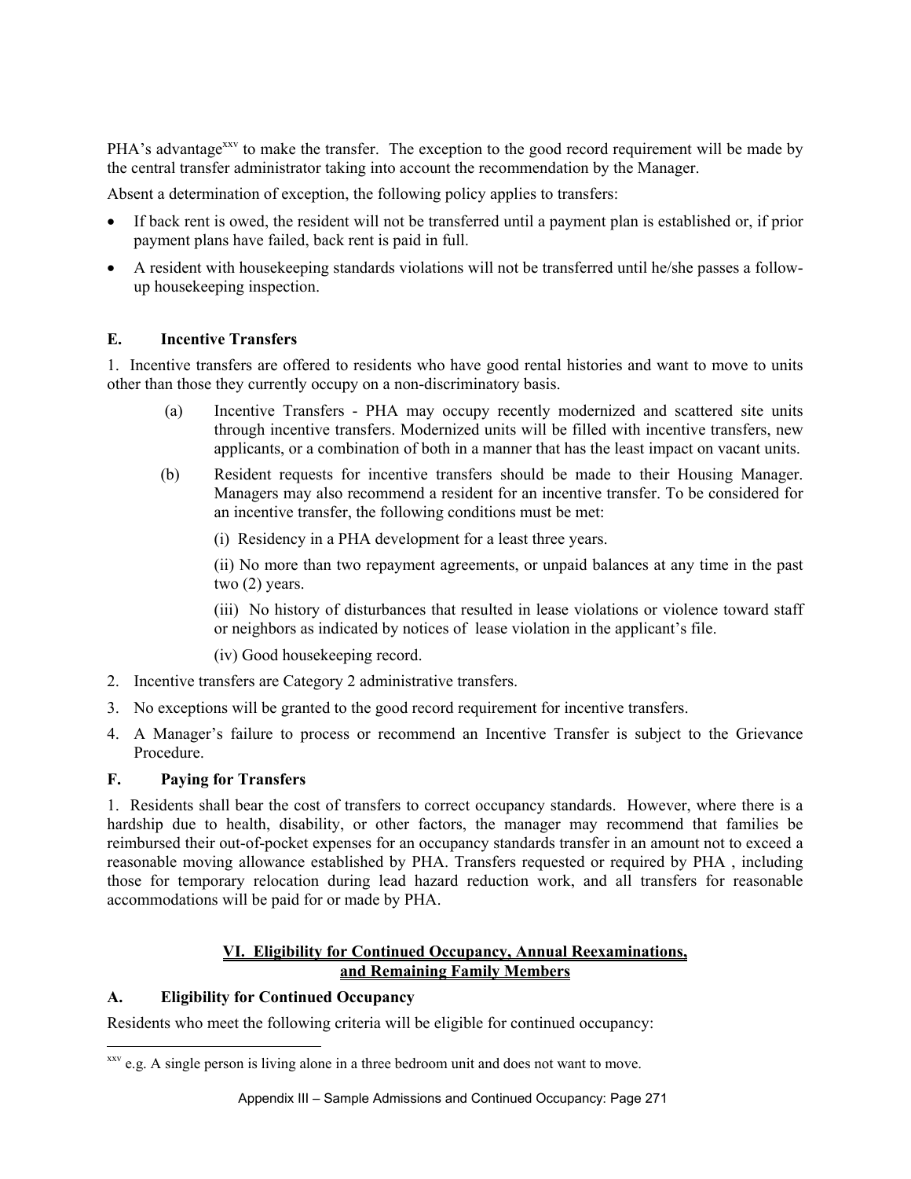PHA's advantage[xxv] to make the transfer. The exception to the good record requirement will be made by the central transfer administrator taking into account the recommendation by the Manager.

Absent a determination of exception, the following policy applies to transfers:

- If back rent is owed, the resident will not be transferred until a payment plan is established or, if prior payment plans have failed, back rent is paid in full.
- A resident with housekeeping standards violations will not be transferred until he/she passes a follow-up housekeeping inspection.

### E. Incentive Transfers

1. Incentive transfers are offered to residents who have good rental histories and want to move to units other than those they currently occupy on a non-discriminatory basis.

   (a) Incentive Transfers - PHA may occupy recently modernized and scattered site units through incentive transfers. Modernized units will be filled with incentive transfers, new applicants, or a combination of both in a manner that has the least impact on vacant units.

   (b) Resident requests for incentive transfers should be made to their Housing Manager. Managers may also recommend a resident for an incentive transfer. To be considered for an incentive transfer, the following conditions must be met:

   (i) Residency in a PHA development for a least three years.

   (ii) No more than two repayment agreements, or unpaid balances at any time in the past two (2) years.

   (iii) No history of disturbances that resulted in lease violations or violence toward staff or neighbors as indicated by notices of lease violation in the applicant's file.

   (iv) Good housekeeping record.

2. Incentive transfers are Category 2 administrative transfers.
3. No exceptions will be granted to the good record requirement for incentive transfers.
4. A Manager's failure to process or recommend an Incentive Transfer is subject to the Grievance Procedure.

### F. Paying for Transfers

1. Residents shall bear the cost of transfers to correct occupancy standards. However, where there is a hardship due to health, disability, or other factors, the manager may recommend that families be reimbursed their out-of-pocket expenses for an occupancy standards transfer in an amount not to exceed a reasonable moving allowance established by PHA. Transfers requested or required by PHA , including those for temporary relocation during lead hazard reduction work, and all transfers for reasonable accommodations will be paid for or made by PHA.

## VI. Eligibility for Continued Occupancy, Annual Reexaminations, and Remaining Family Members

### A. Eligibility for Continued Occupancy

Residents who meet the following criteria will be eligible for continued occupancy:

[xxv] e.g. A single person is living alone in a three bedroom unit and does not want to move.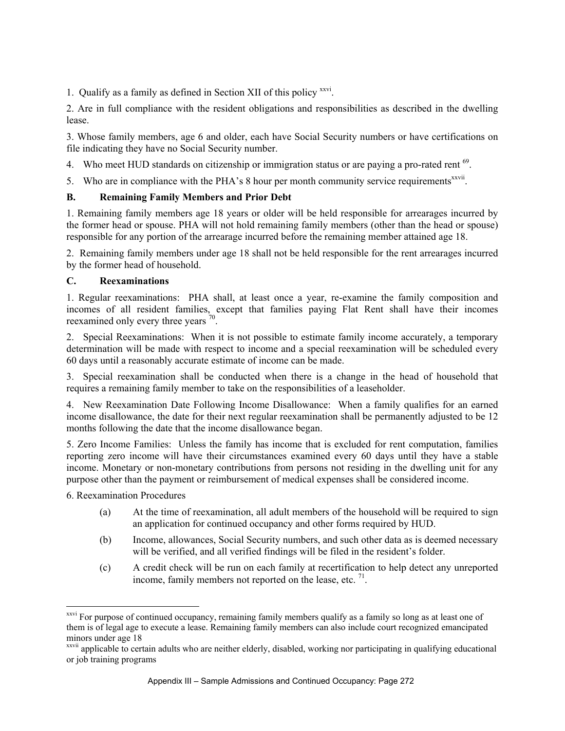1. Qualify as a family as defined in Section XII of this policy [xxvi].

2. Are in full compliance with the resident obligations and responsibilities as described in the dwelling lease.

3. Whose family members, age 6 and older, each have Social Security numbers or have certifications on file indicating they have no Social Security number.

4. Who meet HUD standards on citizenship or immigration status or are paying a pro-rated rent [69].

5. Who are in compliance with the PHA's 8 hour per month community service requirements[xxvii].

**B. Remaining Family Members and Prior Debt**

1. Remaining family members age 18 years or older will be held responsible for arrearages incurred by the former head or spouse. PHA will not hold remaining family members (other than the head or spouse) responsible for any portion of the arrearage incurred before the remaining member attained age 18.

2. Remaining family members under age 18 shall not be held responsible for the rent arrearages incurred by the former head of household.

**C. Reexaminations**

1. Regular reexaminations: PHA shall, at least once a year, re-examine the family composition and incomes of all resident families, except that families paying Flat Rent shall have their incomes reexamined only every three years [70].

2. Special Reexaminations: When it is not possible to estimate family income accurately, a temporary determination will be made with respect to income and a special reexamination will be scheduled every 60 days until a reasonably accurate estimate of income can be made.

3. Special reexamination shall be conducted when there is a change in the head of household that requires a remaining family member to take on the responsibilities of a leaseholder.

4. New Reexamination Date Following Income Disallowance: When a family qualifies for an earned income disallowance, the date for their next regular reexamination shall be permanently adjusted to be 12 months following the date that the income disallowance began.

5. Zero Income Families: Unless the family has income that is excluded for rent computation, families reporting zero income will have their circumstances examined every 60 days until they have a stable income. Monetary or non-monetary contributions from persons not residing in the dwelling unit for any purpose other than the payment or reimbursement of medical expenses shall be considered income.

6. Reexamination Procedures

(a) At the time of reexamination, all adult members of the household will be required to sign an application for continued occupancy and other forms required by HUD.

(b) Income, allowances, Social Security numbers, and such other data as is deemed necessary will be verified, and all verified findings will be filed in the resident's folder.

(c) A credit check will be run on each family at recertification to help detect any unreported income, family members not reported on the lease, etc. [71].

---

[xxvi] For purpose of continued occupancy, remaining family members qualify as a family so long as at least one of them is of legal age to execute a lease. Remaining family members can also include court recognized emancipated minors under age 18

[xxvii] applicable to certain adults who are neither elderly, disabled, working nor participating in qualifying educational or job training programs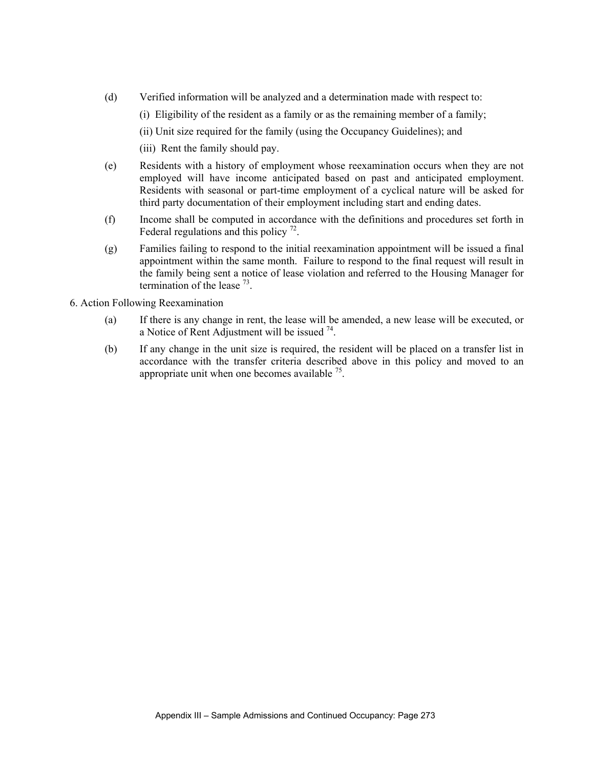(d) Verified information will be analyzed and a determination made with respect to:

(i) Eligibility of the resident as a family or as the remaining member of a family;

(ii) Unit size required for the family (using the Occupancy Guidelines); and

(iii) Rent the family should pay.

(e) Residents with a history of employment whose reexamination occurs when they are not employed will have income anticipated based on past and anticipated employment. Residents with seasonal or part-time employment of a cyclical nature will be asked for third party documentation of their employment including start and ending dates.

(f) Income shall be computed in accordance with the definitions and procedures set forth in Federal regulations and this policy [72].

(g) Families failing to respond to the initial reexamination appointment will be issued a final appointment within the same month. Failure to respond to the final request will result in the family being sent a notice of lease violation and referred to the Housing Manager for termination of the lease [73].

6. Action Following Reexamination

(a) If there is any change in rent, the lease will be amended, a new lease will be executed, or a Notice of Rent Adjustment will be issued [74].

(b) If any change in the unit size is required, the resident will be placed on a transfer list in accordance with the transfer criteria described above in this policy and moved to an appropriate unit when one becomes available [75].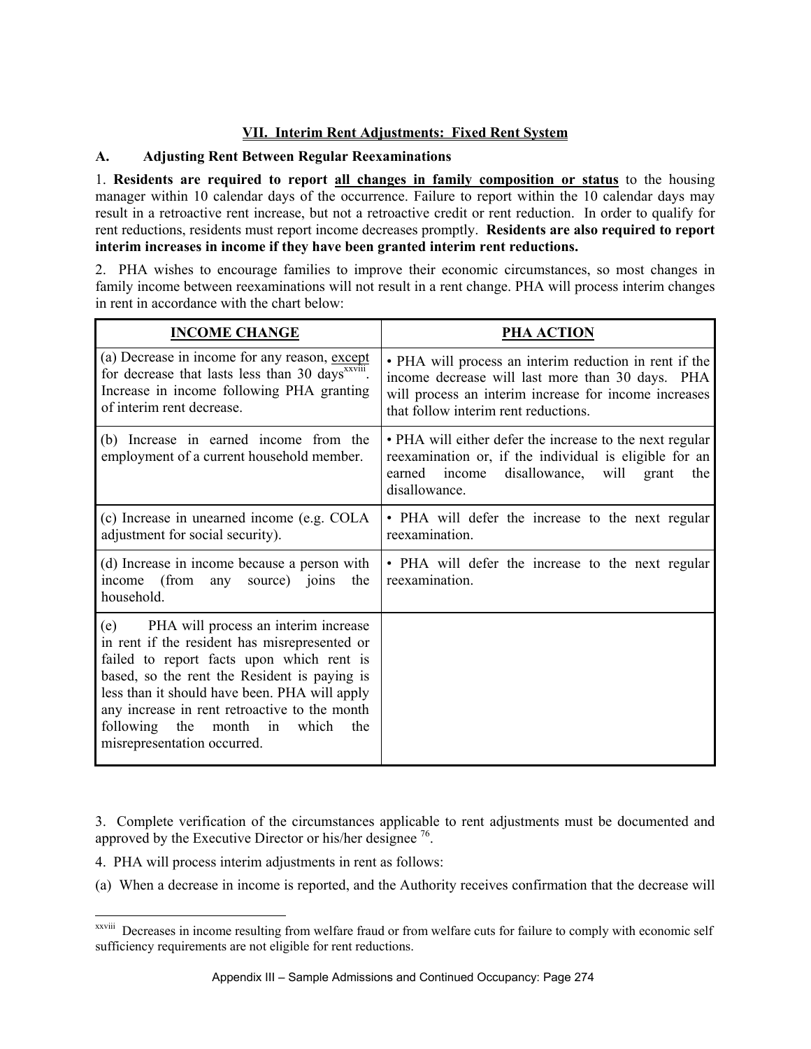## VII. Interim Rent Adjustments: Fixed Rent System

### A. Adjusting Rent Between Regular Reexaminations

1. **Residents are required to report all changes in family composition or status** to the housing manager within 10 calendar days of the occurrence. Failure to report within the 10 calendar days may result in a retroactive rent increase, but not a retroactive credit or rent reduction. In order to qualify for rent reductions, residents must report income decreases promptly. **Residents are also required to report interim increases in income if they have been granted interim rent reductions.**

2. PHA wishes to encourage families to improve their economic circumstances, so most changes in family income between reexaminations will not result in a rent change. PHA will process interim changes in rent in accordance with the chart below:

| INCOME CHANGE | PHA ACTION |
|---|---|
| (a) Decrease in income for any reason, except for decrease that lasts less than 30 days[xxviii]. Increase in income following PHA granting of interim rent decrease. | • PHA will process an interim reduction in rent if the income decrease will last more than 30 days. PHA will process an interim increase for income increases that follow interim rent reductions. |
| (b) Increase in earned income from the employment of a current household member. | • PHA will either defer the increase to the next regular reexamination or, if the individual is eligible for an earned income disallowance, will grant the disallowance. |
| (c) Increase in unearned income (e.g. COLA adjustment for social security). | • PHA will defer the increase to the next regular reexamination. |
| (d) Increase in income because a person with income (from any source) joins the household. | • PHA will defer the increase to the next regular reexamination. |
| (e) PHA will process an interim increase in rent if the resident has misrepresented or failed to report facts upon which rent is based, so the rent the Resident is paying is less than it should have been. PHA will apply any increase in rent retroactive to the month following the month in which the misrepresentation occurred. | |

3. Complete verification of the circumstances applicable to rent adjustments must be documented and approved by the Executive Director or his/her designee [76].

4. PHA will process interim adjustments in rent as follows:

(a) When a decrease in income is reported, and the Authority receives confirmation that the decrease will

---

[xxviii] Decreases in income resulting from welfare fraud or from welfare cuts for failure to comply with economic self sufficiency requirements are not eligible for rent reductions.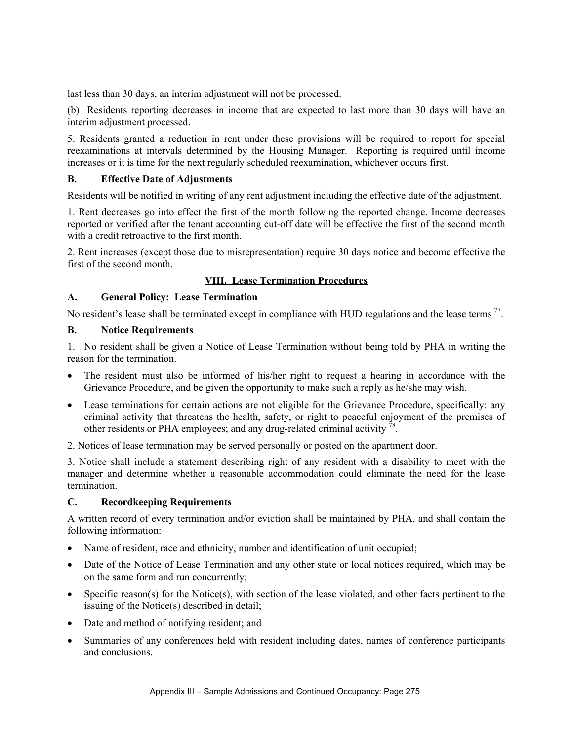last less than 30 days, an interim adjustment will not be processed.

(b) Residents reporting decreases in income that are expected to last more than 30 days will have an interim adjustment processed.

5. Residents granted a reduction in rent under these provisions will be required to report for special reexaminations at intervals determined by the Housing Manager. Reporting is required until income increases or it is time for the next regularly scheduled reexamination, whichever occurs first.

### B. Effective Date of Adjustments

Residents will be notified in writing of any rent adjustment including the effective date of the adjustment.

1. Rent decreases go into effect the first of the month following the reported change. Income decreases reported or verified after the tenant accounting cut-off date will be effective the first of the second month with a credit retroactive to the first month.

2. Rent increases (except those due to misrepresentation) require 30 days notice and become effective the first of the second month.

## VIII. Lease Termination Procedures

### A. General Policy: Lease Termination

No resident's lease shall be terminated except in compliance with HUD regulations and the lease terms [77].

### B. Notice Requirements

1. No resident shall be given a Notice of Lease Termination without being told by PHA in writing the reason for the termination.

- The resident must also be informed of his/her right to request a hearing in accordance with the Grievance Procedure, and be given the opportunity to make such a reply as he/she may wish.
- Lease terminations for certain actions are not eligible for the Grievance Procedure, specifically: any criminal activity that threatens the health, safety, or right to peaceful enjoyment of the premises of other residents or PHA employees; and any drug-related criminal activity [78].

2. Notices of lease termination may be served personally or posted on the apartment door.

3. Notice shall include a statement describing right of any resident with a disability to meet with the manager and determine whether a reasonable accommodation could eliminate the need for the lease termination.

### C. Recordkeeping Requirements

A written record of every termination and/or eviction shall be maintained by PHA, and shall contain the following information:

- Name of resident, race and ethnicity, number and identification of unit occupied;
- Date of the Notice of Lease Termination and any other state or local notices required, which may be on the same form and run concurrently;
- Specific reason(s) for the Notice(s), with section of the lease violated, and other facts pertinent to the issuing of the Notice(s) described in detail;
- Date and method of notifying resident; and
- Summaries of any conferences held with resident including dates, names of conference participants and conclusions.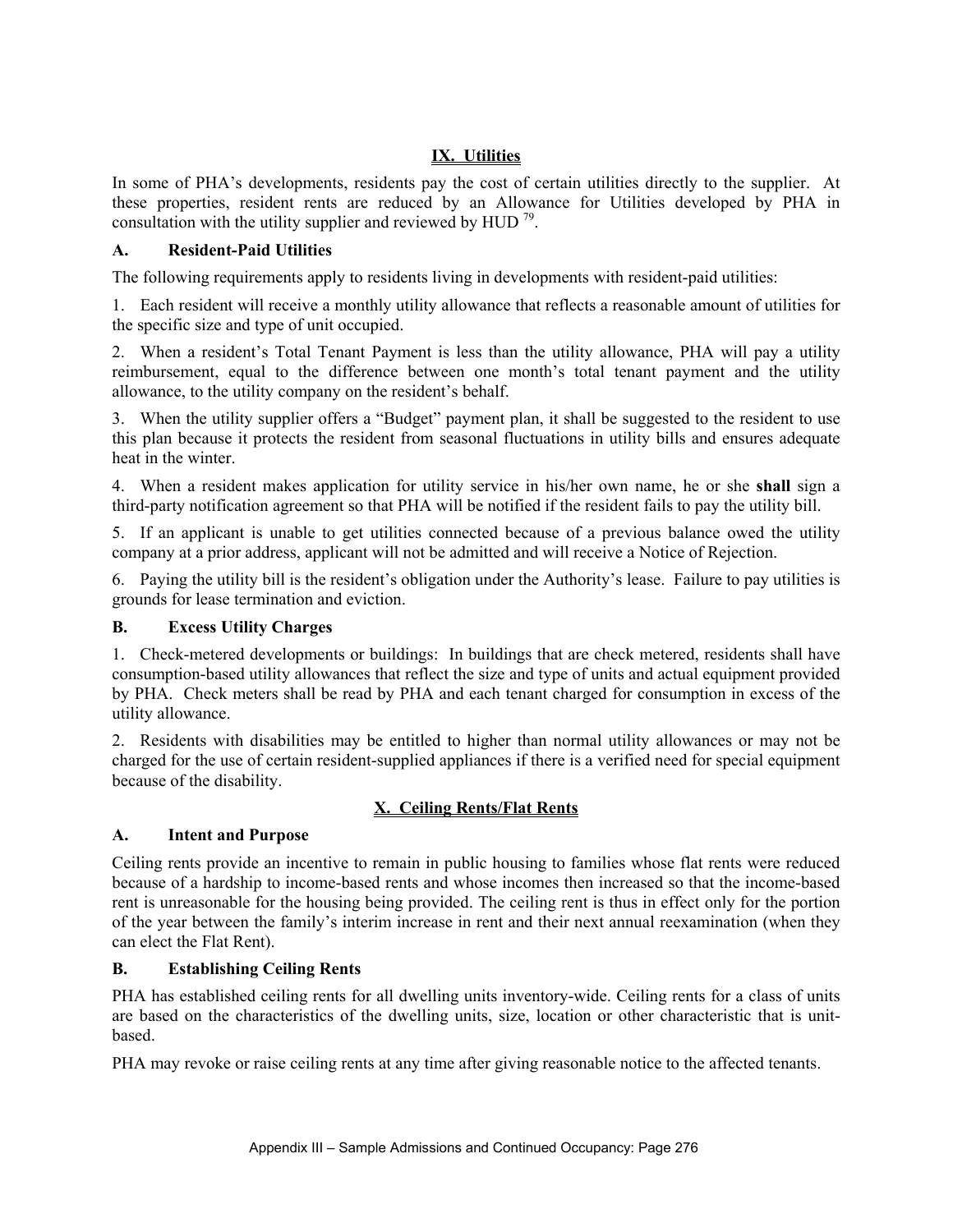## IX. Utilities

In some of PHA's developments, residents pay the cost of certain utilities directly to the supplier. At these properties, resident rents are reduced by an Allowance for Utilities developed by PHA in consultation with the utility supplier and reviewed by HUD [79].

### A. Resident-Paid Utilities

The following requirements apply to residents living in developments with resident-paid utilities:

1. Each resident will receive a monthly utility allowance that reflects a reasonable amount of utilities for the specific size and type of unit occupied.

2. When a resident's Total Tenant Payment is less than the utility allowance, PHA will pay a utility reimbursement, equal to the difference between one month's total tenant payment and the utility allowance, to the utility company on the resident's behalf.

3. When the utility supplier offers a "Budget" payment plan, it shall be suggested to the resident to use this plan because it protects the resident from seasonal fluctuations in utility bills and ensures adequate heat in the winter.

4. When a resident makes application for utility service in his/her own name, he or she **shall** sign a third-party notification agreement so that PHA will be notified if the resident fails to pay the utility bill.

5. If an applicant is unable to get utilities connected because of a previous balance owed the utility company at a prior address, applicant will not be admitted and will receive a Notice of Rejection.

6. Paying the utility bill is the resident's obligation under the Authority's lease. Failure to pay utilities is grounds for lease termination and eviction.

### B. Excess Utility Charges

1. Check-metered developments or buildings: In buildings that are check metered, residents shall have consumption-based utility allowances that reflect the size and type of units and actual equipment provided by PHA. Check meters shall be read by PHA and each tenant charged for consumption in excess of the utility allowance.

2. Residents with disabilities may be entitled to higher than normal utility allowances or may not be charged for the use of certain resident-supplied appliances if there is a verified need for special equipment because of the disability.

## X. Ceiling Rents/Flat Rents

### A. Intent and Purpose

Ceiling rents provide an incentive to remain in public housing to families whose flat rents were reduced because of a hardship to income-based rents and whose incomes then increased so that the income-based rent is unreasonable for the housing being provided. The ceiling rent is thus in effect only for the portion of the year between the family's interim increase in rent and their next annual reexamination (when they can elect the Flat Rent).

### B. Establishing Ceiling Rents

PHA has established ceiling rents for all dwelling units inventory-wide. Ceiling rents for a class of units are based on the characteristics of the dwelling units, size, location or other characteristic that is unit-based.

PHA may revoke or raise ceiling rents at any time after giving reasonable notice to the affected tenants.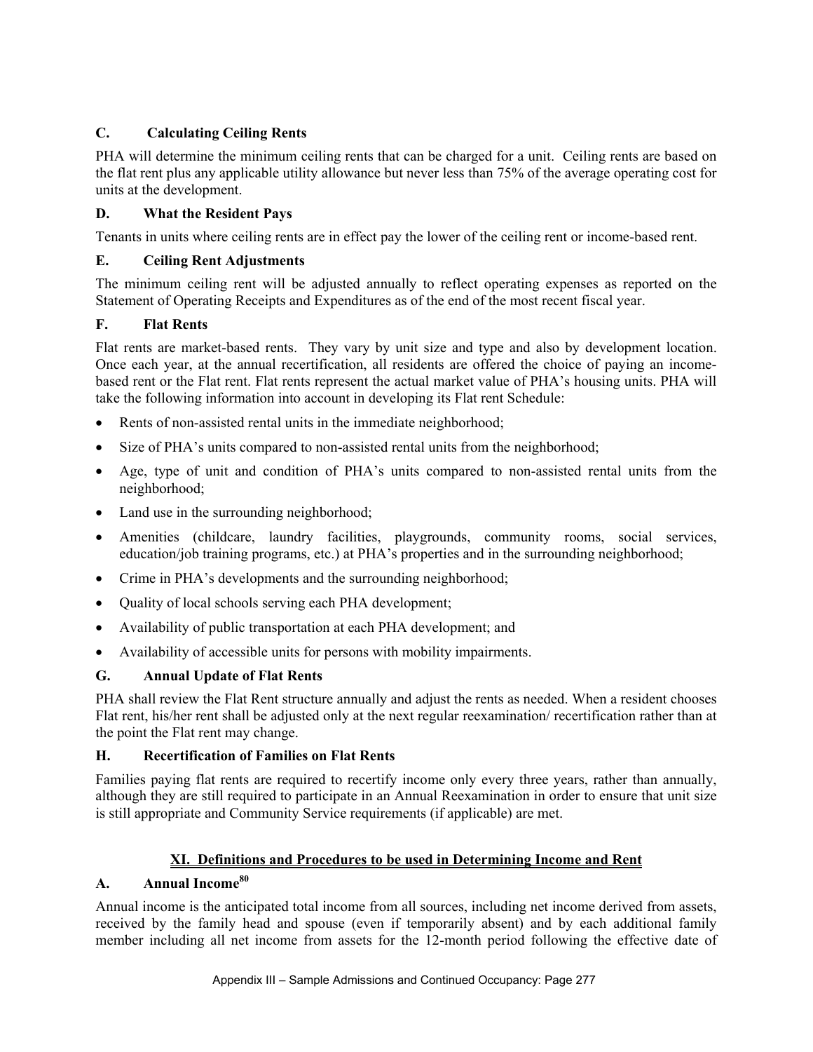### C. Calculating Ceiling Rents

PHA will determine the minimum ceiling rents that can be charged for a unit. Ceiling rents are based on the flat rent plus any applicable utility allowance but never less than 75% of the average operating cost for units at the development.

### D. What the Resident Pays

Tenants in units where ceiling rents are in effect pay the lower of the ceiling rent or income-based rent.

### E. Ceiling Rent Adjustments

The minimum ceiling rent will be adjusted annually to reflect operating expenses as reported on the Statement of Operating Receipts and Expenditures as of the end of the most recent fiscal year.

### F. Flat Rents

Flat rents are market-based rents. They vary by unit size and type and also by development location. Once each year, at the annual recertification, all residents are offered the choice of paying an income-based rent or the Flat rent. Flat rents represent the actual market value of PHA's housing units. PHA will take the following information into account in developing its Flat rent Schedule:

- Rents of non-assisted rental units in the immediate neighborhood;
- Size of PHA's units compared to non-assisted rental units from the neighborhood;
- Age, type of unit and condition of PHA's units compared to non-assisted rental units from the neighborhood;
- Land use in the surrounding neighborhood;
- Amenities (childcare, laundry facilities, playgrounds, community rooms, social services, education/job training programs, etc.) at PHA's properties and in the surrounding neighborhood;
- Crime in PHA's developments and the surrounding neighborhood;
- Quality of local schools serving each PHA development;
- Availability of public transportation at each PHA development; and
- Availability of accessible units for persons with mobility impairments.

### G. Annual Update of Flat Rents

PHA shall review the Flat Rent structure annually and adjust the rents as needed. When a resident chooses Flat rent, his/her rent shall be adjusted only at the next regular reexamination/ recertification rather than at the point the Flat rent may change.

### H. Recertification of Families on Flat Rents

Families paying flat rents are required to recertify income only every three years, rather than annually, although they are still required to participate in an Annual Reexamination in order to ensure that unit size is still appropriate and Community Service requirements (if applicable) are met.

## XI. Definitions and Procedures to be used in Determining Income and Rent

### A. Annual Income[80]

Annual income is the anticipated total income from all sources, including net income derived from assets, received by the family head and spouse (even if temporarily absent) and by each additional family member including all net income from assets for the 12-month period following the effective date of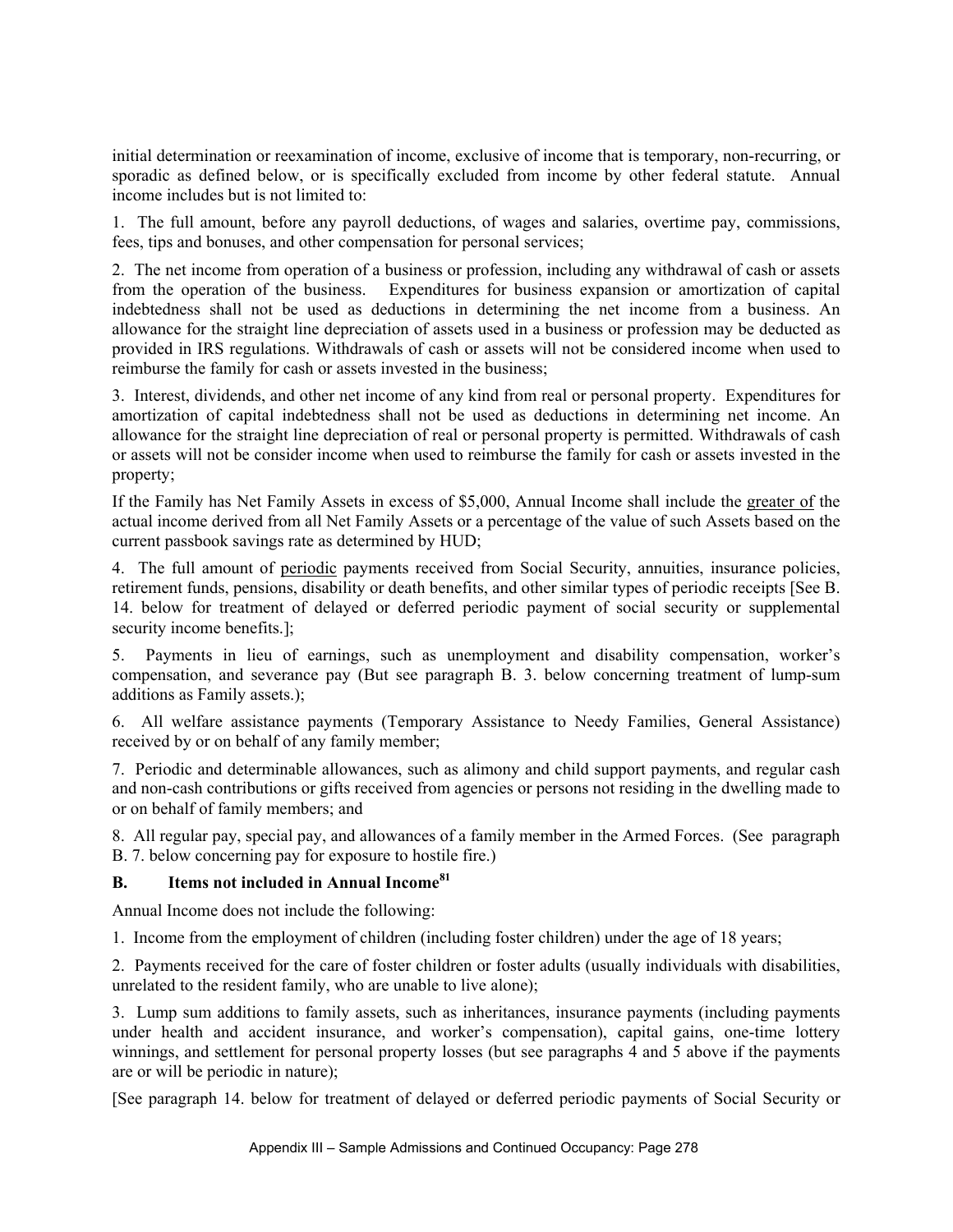initial determination or reexamination of income, exclusive of income that is temporary, non-recurring, or sporadic as defined below, or is specifically excluded from income by other federal statute. Annual income includes but is not limited to:

1. The full amount, before any payroll deductions, of wages and salaries, overtime pay, commissions, fees, tips and bonuses, and other compensation for personal services;

2. The net income from operation of a business or profession, including any withdrawal of cash or assets from the operation of the business. Expenditures for business expansion or amortization of capital indebtedness shall not be used as deductions in determining the net income from a business. An allowance for the straight line depreciation of assets used in a business or profession may be deducted as provided in IRS regulations. Withdrawals of cash or assets will not be considered income when used to reimburse the family for cash or assets invested in the business;

3. Interest, dividends, and other net income of any kind from real or personal property. Expenditures for amortization of capital indebtedness shall not be used as deductions in determining net income. An allowance for the straight line depreciation of real or personal property is permitted. Withdrawals of cash or assets will not be consider income when used to reimburse the family for cash or assets invested in the property;

If the Family has Net Family Assets in excess of $5,000, Annual Income shall include the greater of the actual income derived from all Net Family Assets or a percentage of the value of such Assets based on the current passbook savings rate as determined by HUD;

4. The full amount of periodic payments received from Social Security, annuities, insurance policies, retirement funds, pensions, disability or death benefits, and other similar types of periodic receipts [See B. 14. below for treatment of delayed or deferred periodic payment of social security or supplemental security income benefits.];

5. Payments in lieu of earnings, such as unemployment and disability compensation, worker's compensation, and severance pay (But see paragraph B. 3. below concerning treatment of lump-sum additions as Family assets.);

6. All welfare assistance payments (Temporary Assistance to Needy Families, General Assistance) received by or on behalf of any family member;

7. Periodic and determinable allowances, such as alimony and child support payments, and regular cash and non-cash contributions or gifts received from agencies or persons not residing in the dwelling made to or on behalf of family members; and

8. All regular pay, special pay, and allowances of a family member in the Armed Forces. (See paragraph B. 7. below concerning pay for exposure to hostile fire.)

### B. Items not included in Annual Income[81]

Annual Income does not include the following:

1. Income from the employment of children (including foster children) under the age of 18 years;

2. Payments received for the care of foster children or foster adults (usually individuals with disabilities, unrelated to the resident family, who are unable to live alone);

3. Lump sum additions to family assets, such as inheritances, insurance payments (including payments under health and accident insurance, and worker's compensation), capital gains, one-time lottery winnings, and settlement for personal property losses (but see paragraphs 4 and 5 above if the payments are or will be periodic in nature);

[See paragraph 14. below for treatment of delayed or deferred periodic payments of Social Security or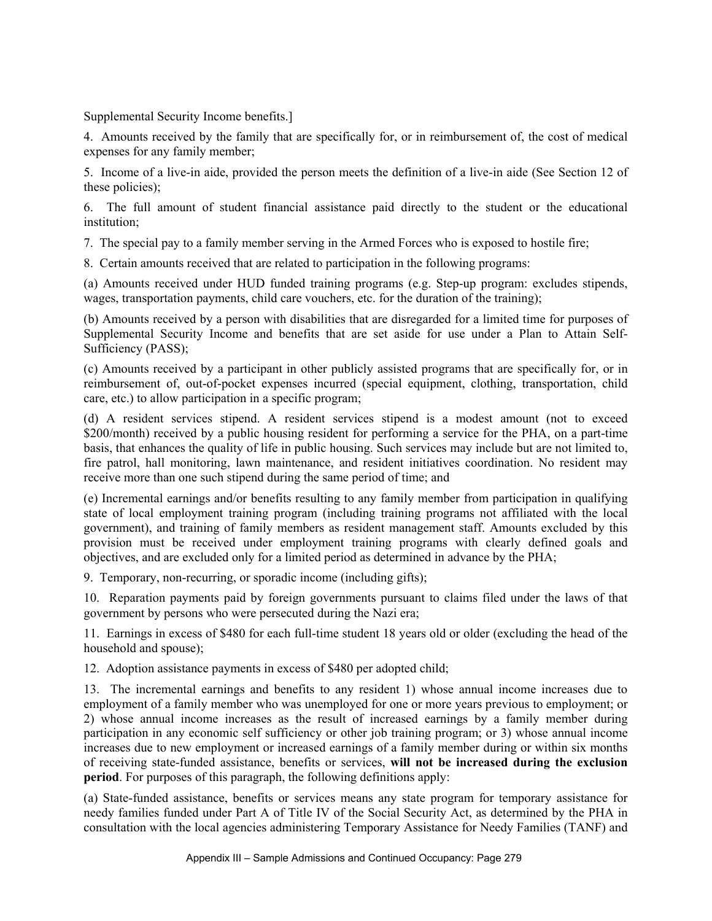Supplemental Security Income benefits.]

4. Amounts received by the family that are specifically for, or in reimbursement of, the cost of medical expenses for any family member;

5. Income of a live-in aide, provided the person meets the definition of a live-in aide (See Section 12 of these policies);

6. The full amount of student financial assistance paid directly to the student or the educational institution;

7. The special pay to a family member serving in the Armed Forces who is exposed to hostile fire;

8. Certain amounts received that are related to participation in the following programs:

(a) Amounts received under HUD funded training programs (e.g. Step-up program: excludes stipends, wages, transportation payments, child care vouchers, etc. for the duration of the training);

(b) Amounts received by a person with disabilities that are disregarded for a limited time for purposes of Supplemental Security Income and benefits that are set aside for use under a Plan to Attain Self-Sufficiency (PASS);

(c) Amounts received by a participant in other publicly assisted programs that are specifically for, or in reimbursement of, out-of-pocket expenses incurred (special equipment, clothing, transportation, child care, etc.) to allow participation in a specific program;

(d) A resident services stipend. A resident services stipend is a modest amount (not to exceed $200/month) received by a public housing resident for performing a service for the PHA, on a part-time basis, that enhances the quality of life in public housing. Such services may include but are not limited to, fire patrol, hall monitoring, lawn maintenance, and resident initiatives coordination. No resident may receive more than one such stipend during the same period of time; and

(e) Incremental earnings and/or benefits resulting to any family member from participation in qualifying state of local employment training program (including training programs not affiliated with the local government), and training of family members as resident management staff. Amounts excluded by this provision must be received under employment training programs with clearly defined goals and objectives, and are excluded only for a limited period as determined in advance by the PHA;

9. Temporary, non-recurring, or sporadic income (including gifts);

10. Reparation payments paid by foreign governments pursuant to claims filed under the laws of that government by persons who were persecuted during the Nazi era;

11. Earnings in excess of $480 for each full-time student 18 years old or older (excluding the head of the household and spouse);

12. Adoption assistance payments in excess of $480 per adopted child;

13. The incremental earnings and benefits to any resident 1) whose annual income increases due to employment of a family member who was unemployed for one or more years previous to employment; or 2) whose annual income increases as the result of increased earnings by a family member during participation in any economic self sufficiency or other job training program; or 3) whose annual income increases due to new employment or increased earnings of a family member during or within six months of receiving state-funded assistance, benefits or services, **will not be increased during the exclusion period**. For purposes of this paragraph, the following definitions apply:

(a) State-funded assistance, benefits or services means any state program for temporary assistance for needy families funded under Part A of Title IV of the Social Security Act, as determined by the PHA in consultation with the local agencies administering Temporary Assistance for Needy Families (TANF) and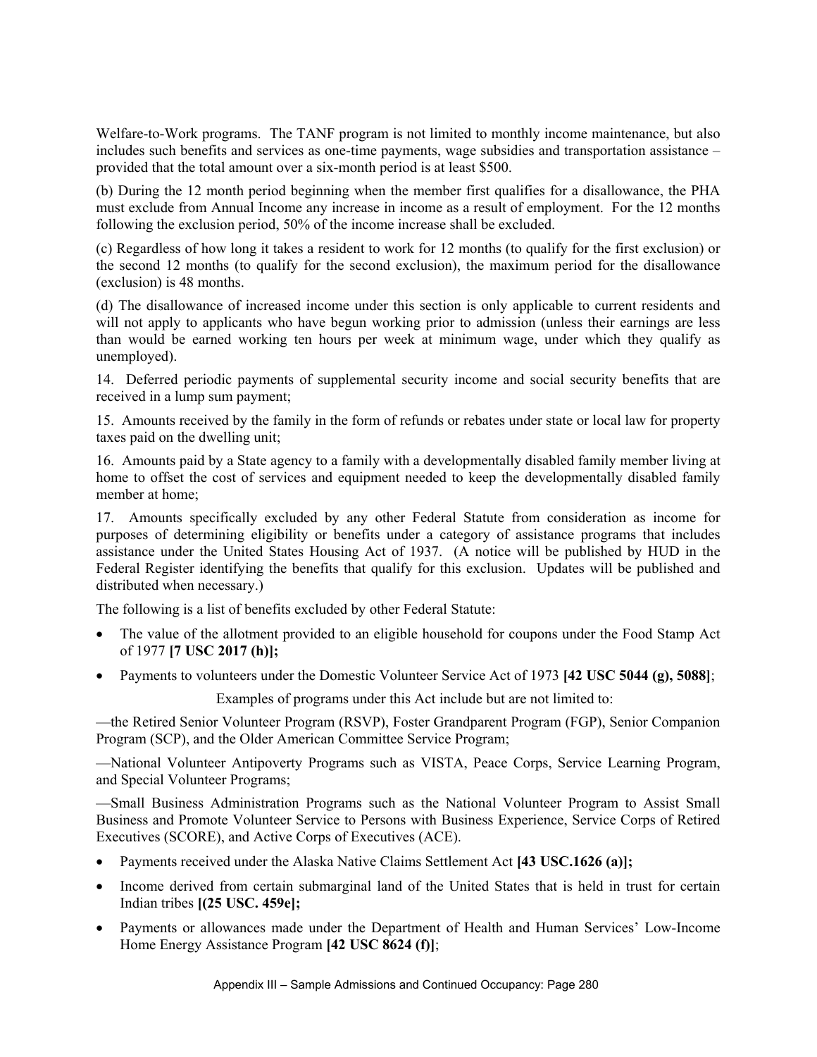Welfare-to-Work programs. The TANF program is not limited to monthly income maintenance, but also includes such benefits and services as one-time payments, wage subsidies and transportation assistance – provided that the total amount over a six-month period is at least $500.

(b) During the 12 month period beginning when the member first qualifies for a disallowance, the PHA must exclude from Annual Income any increase in income as a result of employment. For the 12 months following the exclusion period, 50% of the income increase shall be excluded.

(c) Regardless of how long it takes a resident to work for 12 months (to qualify for the first exclusion) or the second 12 months (to qualify for the second exclusion), the maximum period for the disallowance (exclusion) is 48 months.

(d) The disallowance of increased income under this section is only applicable to current residents and will not apply to applicants who have begun working prior to admission (unless their earnings are less than would be earned working ten hours per week at minimum wage, under which they qualify as unemployed).

14. Deferred periodic payments of supplemental security income and social security benefits that are received in a lump sum payment;

15. Amounts received by the family in the form of refunds or rebates under state or local law for property taxes paid on the dwelling unit;

16. Amounts paid by a State agency to a family with a developmentally disabled family member living at home to offset the cost of services and equipment needed to keep the developmentally disabled family member at home;

17. Amounts specifically excluded by any other Federal Statute from consideration as income for purposes of determining eligibility or benefits under a category of assistance programs that includes assistance under the United States Housing Act of 1937. (A notice will be published by HUD in the Federal Register identifying the benefits that qualify for this exclusion. Updates will be published and distributed when necessary.)

The following is a list of benefits excluded by other Federal Statute:

- The value of the allotment provided to an eligible household for coupons under the Food Stamp Act of 1977 **[7 USC 2017 (h)];**
- Payments to volunteers under the Domestic Volunteer Service Act of 1973 **[42 USC 5044 (g), 5088]**;

Examples of programs under this Act include but are not limited to:

—the Retired Senior Volunteer Program (RSVP), Foster Grandparent Program (FGP), Senior Companion Program (SCP), and the Older American Committee Service Program;

—National Volunteer Antipoverty Programs such as VISTA, Peace Corps, Service Learning Program, and Special Volunteer Programs;

—Small Business Administration Programs such as the National Volunteer Program to Assist Small Business and Promote Volunteer Service to Persons with Business Experience, Service Corps of Retired Executives (SCORE), and Active Corps of Executives (ACE).

- Payments received under the Alaska Native Claims Settlement Act **[43 USC.1626 (a)];**
- Income derived from certain submarginal land of the United States that is held in trust for certain Indian tribes **[(25 USC. 459e];**
- Payments or allowances made under the Department of Health and Human Services' Low-Income Home Energy Assistance Program **[42 USC 8624 (f)]**;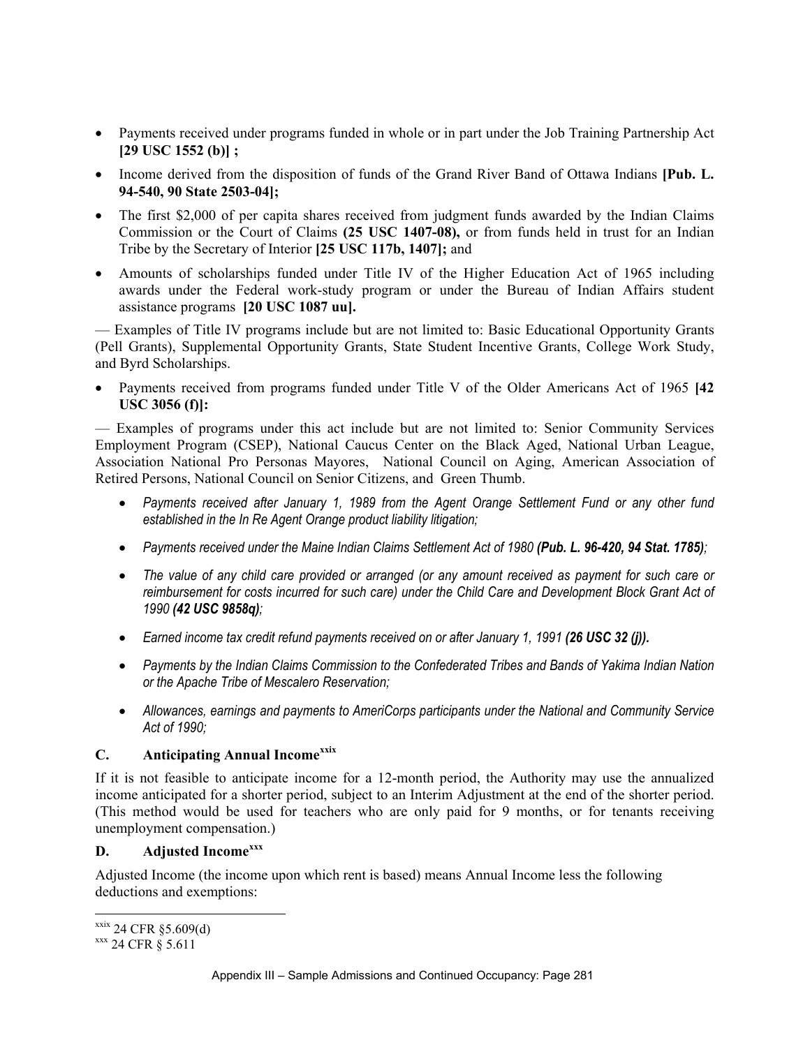- Payments received under programs funded in whole or in part under the Job Training Partnership Act **[29 USC 1552 (b)] ;**
- Income derived from the disposition of funds of the Grand River Band of Ottawa Indians **[Pub. L. 94-540, 90 State 2503-04];**
- The first $2,000 of per capita shares received from judgment funds awarded by the Indian Claims Commission or the Court of Claims **(25 USC 1407-08),** or from funds held in trust for an Indian Tribe by the Secretary of Interior **[25 USC 117b, 1407];** and
- Amounts of scholarships funded under Title IV of the Higher Education Act of 1965 including awards under the Federal work-study program or under the Bureau of Indian Affairs student assistance programs **[20 USC 1087 uu].**

— Examples of Title IV programs include but are not limited to: Basic Educational Opportunity Grants (Pell Grants), Supplemental Opportunity Grants, State Student Incentive Grants, College Work Study, and Byrd Scholarships.

- Payments received from programs funded under Title V of the Older Americans Act of 1965 **[42 USC 3056 (f)]:**

— Examples of programs under this act include but are not limited to: Senior Community Services Employment Program (CSEP), National Caucus Center on the Black Aged, National Urban League, Association National Pro Personas Mayores, National Council on Aging, American Association of Retired Persons, National Council on Senior Citizens, and Green Thumb.

- *Payments received after January 1, 1989 from the Agent Orange Settlement Fund or any other fund established in the In Re Agent Orange product liability litigation;*
- *Payments received under the Maine Indian Claims Settlement Act of 1980* ***(Pub. L. 96-420, 94 Stat. 1785)****;*
- *The value of any child care provided or arranged (or any amount received as payment for such care or reimbursement for costs incurred for such care) under the Child Care and Development Block Grant Act of 1990* ***(42 USC 9858q)****;*
- *Earned income tax credit refund payments received on or after January 1, 1991* ***(26 USC 32 (j)).***
- *Payments by the Indian Claims Commission to the Confederated Tribes and Bands of Yakima Indian Nation or the Apache Tribe of Mescalero Reservation;*
- *Allowances, earnings and payments to AmeriCorps participants under the National and Community Service Act of 1990;*

## C. Anticipating Annual Income[xxix]

If it is not feasible to anticipate income for a 12-month period, the Authority may use the annualized income anticipated for a shorter period, subject to an Interim Adjustment at the end of the shorter period. (This method would be used for teachers who are only paid for 9 months, or for tenants receiving unemployment compensation.)

## D. Adjusted Income[xxx]

Adjusted Income (the income upon which rent is based) means Annual Income less the following deductions and exemptions:

---

[xxix] 24 CFR §5.609(d)

[xxx] 24 CFR § 5.611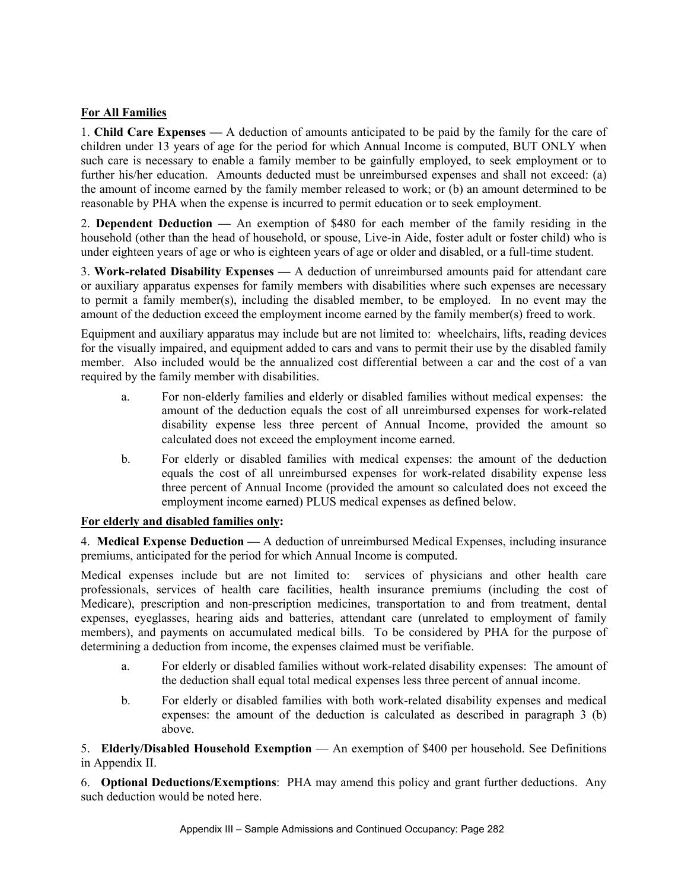**For All Families**

1. **Child Care Expenses —** A deduction of amounts anticipated to be paid by the family for the care of children under 13 years of age for the period for which Annual Income is computed, BUT ONLY when such care is necessary to enable a family member to be gainfully employed, to seek employment or to further his/her education. Amounts deducted must be unreimbursed expenses and shall not exceed: (a) the amount of income earned by the family member released to work; or (b) an amount determined to be reasonable by PHA when the expense is incurred to permit education or to seek employment.

2. **Dependent Deduction —** An exemption of $480 for each member of the family residing in the household (other than the head of household, or spouse, Live-in Aide, foster adult or foster child) who is under eighteen years of age or who is eighteen years of age or older and disabled, or a full-time student.

3. **Work-related Disability Expenses —** A deduction of unreimbursed amounts paid for attendant care or auxiliary apparatus expenses for family members with disabilities where such expenses are necessary to permit a family member(s), including the disabled member, to be employed. In no event may the amount of the deduction exceed the employment income earned by the family member(s) freed to work.

Equipment and auxiliary apparatus may include but are not limited to: wheelchairs, lifts, reading devices for the visually impaired, and equipment added to cars and vans to permit their use by the disabled family member. Also included would be the annualized cost differential between a car and the cost of a van required by the family member with disabilities.

a. For non-elderly families and elderly or disabled families without medical expenses: the amount of the deduction equals the cost of all unreimbursed expenses for work-related disability expense less three percent of Annual Income, provided the amount so calculated does not exceed the employment income earned.

b. For elderly or disabled families with medical expenses: the amount of the deduction equals the cost of all unreimbursed expenses for work-related disability expense less three percent of Annual Income (provided the amount so calculated does not exceed the employment income earned) PLUS medical expenses as defined below.

**For elderly and disabled families only:**

4. **Medical Expense Deduction —** A deduction of unreimbursed Medical Expenses, including insurance premiums, anticipated for the period for which Annual Income is computed.

Medical expenses include but are not limited to: services of physicians and other health care professionals, services of health care facilities, health insurance premiums (including the cost of Medicare), prescription and non-prescription medicines, transportation to and from treatment, dental expenses, eyeglasses, hearing aids and batteries, attendant care (unrelated to employment of family members), and payments on accumulated medical bills. To be considered by PHA for the purpose of determining a deduction from income, the expenses claimed must be verifiable.

a. For elderly or disabled families without work-related disability expenses: The amount of the deduction shall equal total medical expenses less three percent of annual income.

b. For elderly or disabled families with both work-related disability expenses and medical expenses: the amount of the deduction is calculated as described in paragraph 3 (b) above.

5. **Elderly/Disabled Household Exemption** — An exemption of $400 per household. See Definitions in Appendix II.

6. **Optional Deductions/Exemptions**: PHA may amend this policy and grant further deductions. Any such deduction would be noted here.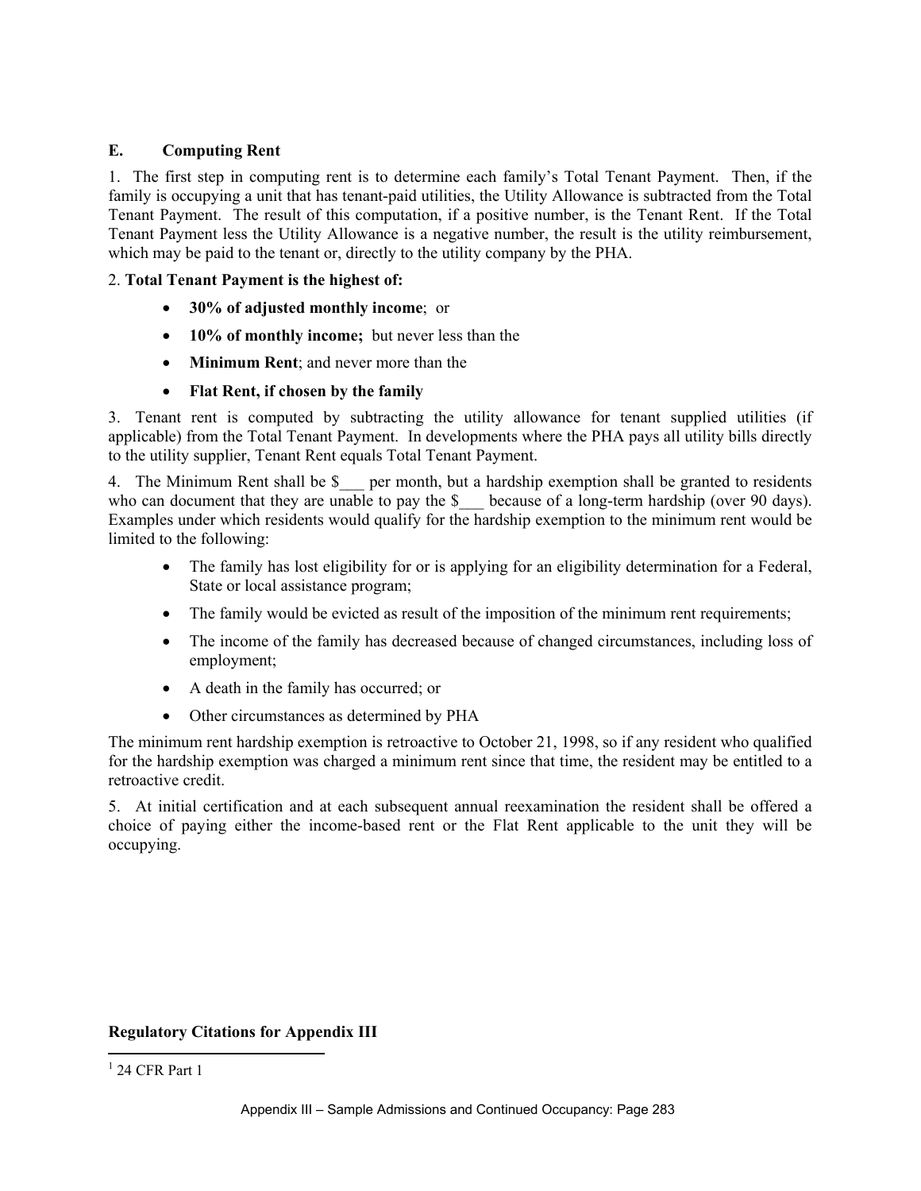### E. Computing Rent

1. The first step in computing rent is to determine each family's Total Tenant Payment. Then, if the family is occupying a unit that has tenant-paid utilities, the Utility Allowance is subtracted from the Total Tenant Payment. The result of this computation, if a positive number, is the Tenant Rent. If the Total Tenant Payment less the Utility Allowance is a negative number, the result is the utility reimbursement, which may be paid to the tenant or, directly to the utility company by the PHA.

2. **Total Tenant Payment is the highest of:**

- **30% of adjusted monthly income**; or
- **10% of monthly income;** but never less than the
- **Minimum Rent**; and never more than the
- **Flat Rent, if chosen by the family**

3. Tenant rent is computed by subtracting the utility allowance for tenant supplied utilities (if applicable) from the Total Tenant Payment. In developments where the PHA pays all utility bills directly to the utility supplier, Tenant Rent equals Total Tenant Payment.

4. The Minimum Rent shall be $___ per month, but a hardship exemption shall be granted to residents who can document that they are unable to pay the $___ because of a long-term hardship (over 90 days). Examples under which residents would qualify for the hardship exemption to the minimum rent would be limited to the following:

- The family has lost eligibility for or is applying for an eligibility determination for a Federal, State or local assistance program;
- The family would be evicted as result of the imposition of the minimum rent requirements;
- The income of the family has decreased because of changed circumstances, including loss of employment;
- A death in the family has occurred; or
- Other circumstances as determined by PHA

The minimum rent hardship exemption is retroactive to October 21, 1998, so if any resident who qualified for the hardship exemption was charged a minimum rent since that time, the resident may be entitled to a retroactive credit.

5. At initial certification and at each subsequent annual reexamination the resident shall be offered a choice of paying either the income-based rent or the Flat Rent applicable to the unit they will be occupying.

**Regulatory Citations for Appendix III**

[1] 24 CFR Part 1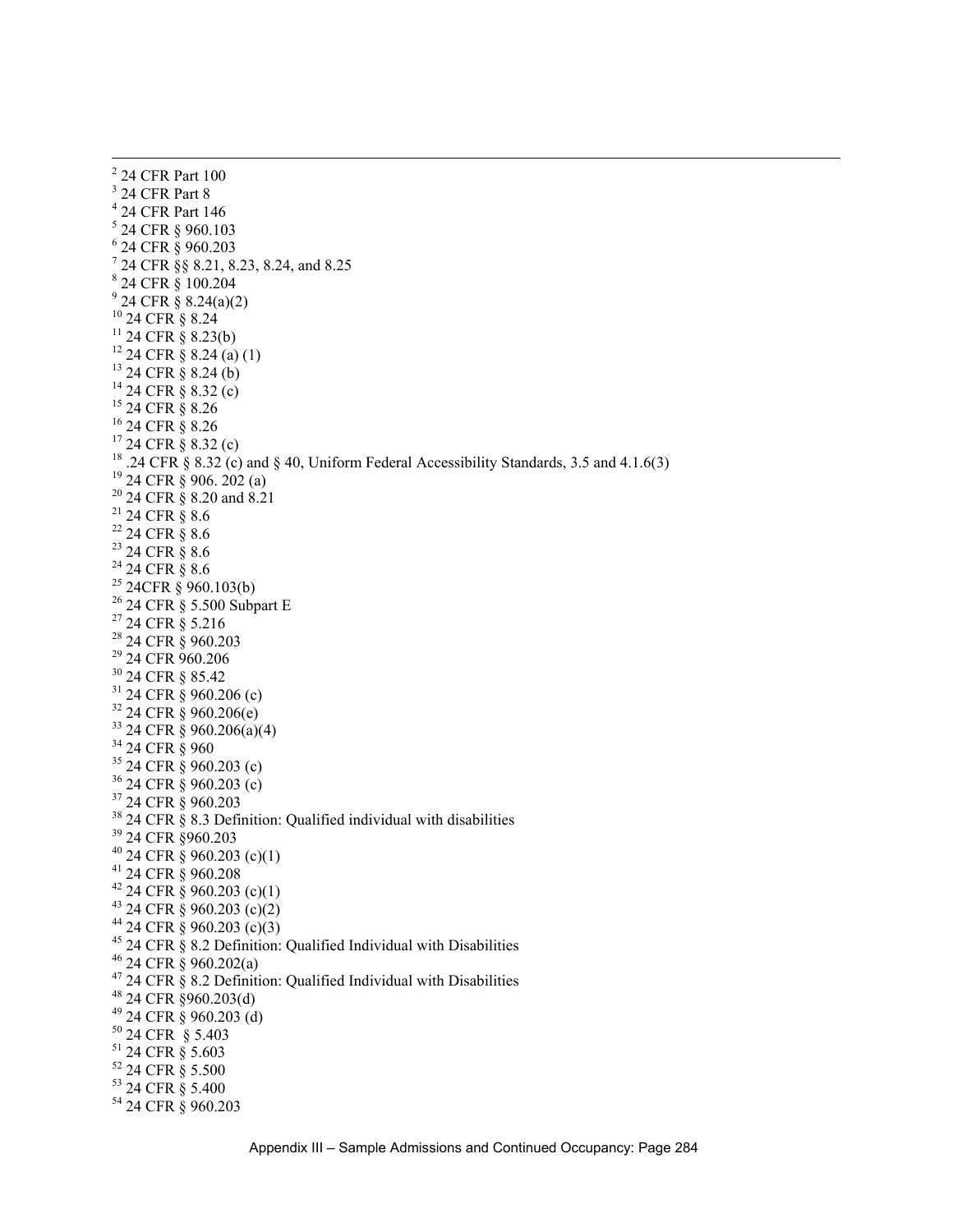---

[2] 24 CFR Part 100
[3] 24 CFR Part 8
[4] 24 CFR Part 146
[5] 24 CFR § 960.103
[6] 24 CFR § 960.203
[7] 24 CFR §§ 8.21, 8.23, 8.24, and 8.25
[8] 24 CFR § 100.204
[9] 24 CFR § 8.24(a)(2)
[10] 24 CFR § 8.24
[11] 24 CFR § 8.23(b)
[12] 24 CFR § 8.24 (a) (1)
[13] 24 CFR § 8.24 (b)
[14] 24 CFR § 8.32 (c)
[15] 24 CFR § 8.26
[16] 24 CFR § 8.26
[17] 24 CFR § 8.32 (c)
[18] .24 CFR § 8.32 (c) and § 40, Uniform Federal Accessibility Standards, 3.5 and 4.1.6(3)
[19] 24 CFR § 906. 202 (a)
[20] 24 CFR § 8.20 and 8.21
[21] 24 CFR § 8.6
[22] 24 CFR § 8.6
[23] 24 CFR § 8.6
[24] 24 CFR § 8.6
[25] 24CFR § 960.103(b)
[26] 24 CFR § 5.500 Subpart E
[27] 24 CFR § 5.216
[28] 24 CFR § 960.203
[29] 24 CFR 960.206
[30] 24 CFR § 85.42
[31] 24 CFR § 960.206 (c)
[32] 24 CFR § 960.206(e)
[33] 24 CFR § 960.206(a)(4)
[34] 24 CFR § 960
[35] 24 CFR § 960.203 (c)
[36] 24 CFR § 960.203 (c)
[37] 24 CFR § 960.203
[38] 24 CFR § 8.3 Definition: Qualified individual with disabilities
[39] 24 CFR §960.203
[40] 24 CFR § 960.203 (c)(1)
[41] 24 CFR § 960.208
[42] 24 CFR § 960.203 (c)(1)
[43] 24 CFR § 960.203 (c)(2)
[44] 24 CFR § 960.203 (c)(3)
[45] 24 CFR § 8.2 Definition: Qualified Individual with Disabilities
[46] 24 CFR § 960.202(a)
[47] 24 CFR § 8.2 Definition: Qualified Individual with Disabilities
[48] 24 CFR §960.203(d)
[49] 24 CFR § 960.203 (d)
[50] 24 CFR § 5.403
[51] 24 CFR § 5.603
[52] 24 CFR § 5.500
[53] 24 CFR § 5.400
[54] 24 CFR § 960.203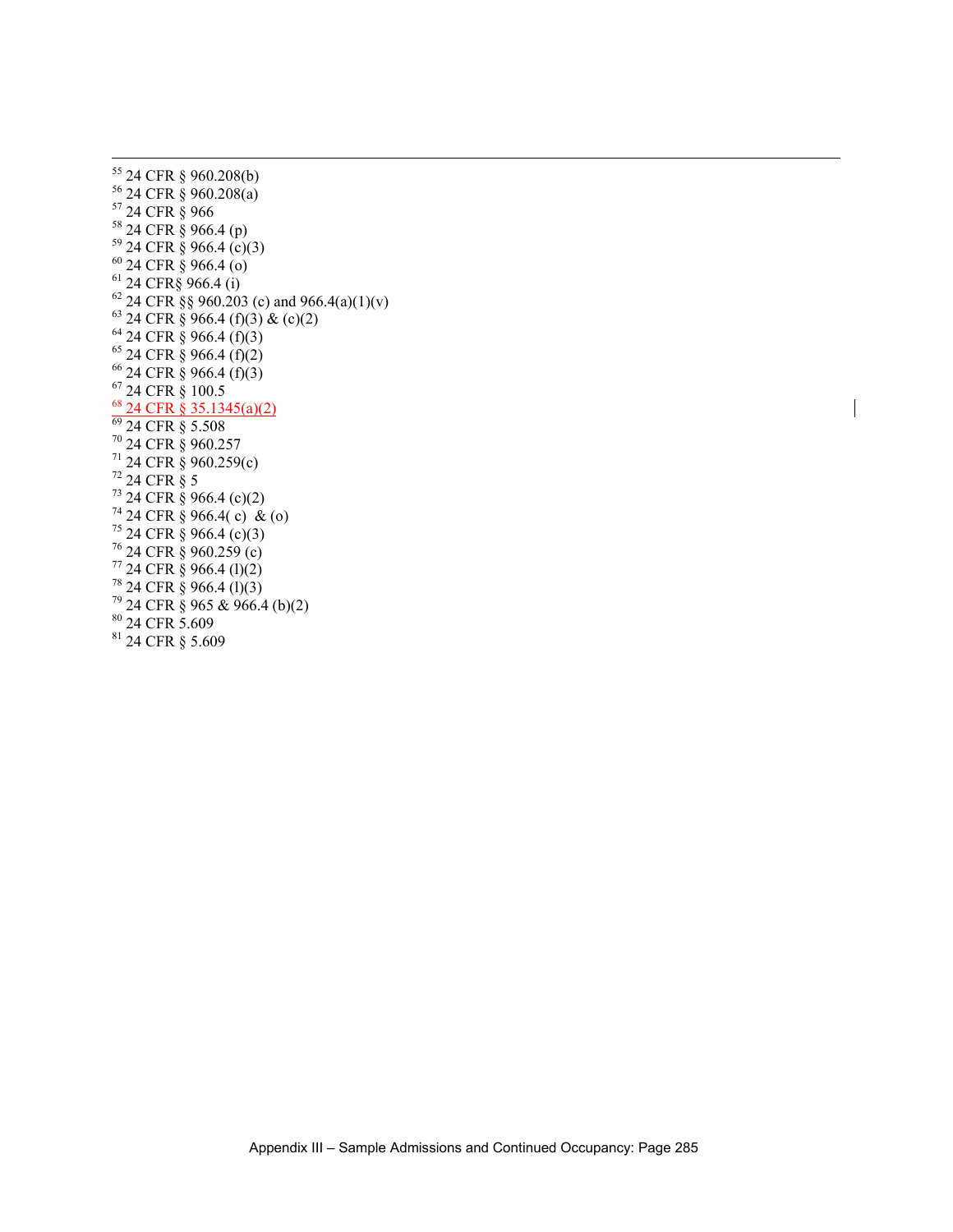[55] 24 CFR § 960.208(b)
[56] 24 CFR § 960.208(a)
[57] 24 CFR § 966
[58] 24 CFR § 966.4 (p)
[59] 24 CFR § 966.4 (c)(3)
[60] 24 CFR § 966.4 (o)
[61] 24 CFR§ 966.4 (i)
[62] 24 CFR §§ 960.203 (c) and 966.4(a)(1)(v)
[63] 24 CFR § 966.4 (f)(3) & (c)(2)
[64] 24 CFR § 966.4 (f)(3)
[65] 24 CFR § 966.4 (f)(2)
[66] 24 CFR § 966.4 (f)(3)
[67] 24 CFR § 100.5
[68] 24 CFR § 35.1345(a)(2)
[69] 24 CFR § 5.508
[70] 24 CFR § 960.257
[71] 24 CFR § 960.259(c)
[72] 24 CFR § 5
[73] 24 CFR § 966.4 (c)(2)
[74] 24 CFR § 966.4( c) & (o)
[75] 24 CFR § 966.4 (c)(3)
[76] 24 CFR § 960.259 (c)
[77] 24 CFR § 966.4 (l)(2)
[78] 24 CFR § 966.4 (l)(3)
[79] 24 CFR § 965 & 966.4 (b)(2)
[80] 24 CFR 5.609
[81] 24 CFR § 5.609